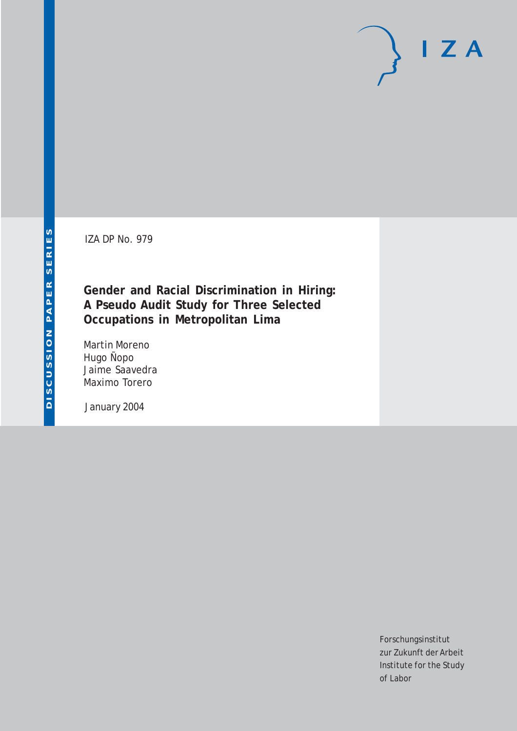IZA DP No. 979

# Gender and Racial Discrimination in Hiring: A Pseudo Audit Study for Three Selected Occupations in Metropolitan Lima

Martin Moreno
Hugo Ñopo
Jaime Saavedra
Maximo Torero

January 2004

DISCUSSION PAPER SERIES

I Z A

Forschungsinstitut
zur Zukunft der Arbeit
Institute for the Study
of Labor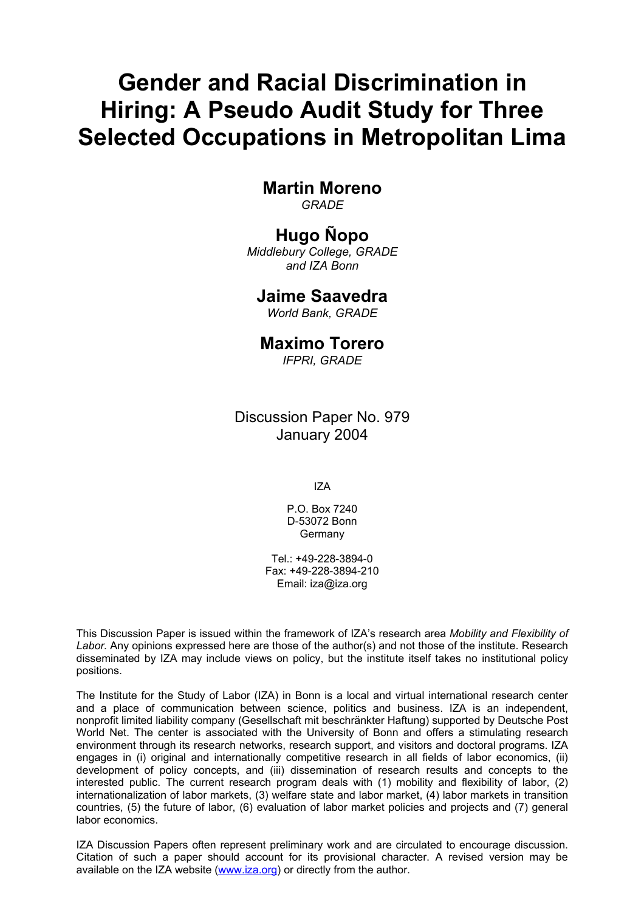# Gender and Racial Discrimination in Hiring: A Pseudo Audit Study for Three Selected Occupations in Metropolitan Lima

**Martin Moreno**
*GRADE*

**Hugo Ñopo**
*Middlebury College, GRADE and IZA Bonn*

**Jaime Saavedra**
*World Bank, GRADE*

**Maximo Torero**
*IFPRI, GRADE*

Discussion Paper No. 979
January 2004

IZA

P.O. Box 7240
D-53072 Bonn
Germany

Tel.: +49-228-3894-0
Fax: +49-228-3894-210
Email: iza@iza.org

This Discussion Paper is issued within the framework of IZA's research area *Mobility and Flexibility of Labor.* Any opinions expressed here are those of the author(s) and not those of the institute. Research disseminated by IZA may include views on policy, but the institute itself takes no institutional policy positions.

The Institute for the Study of Labor (IZA) in Bonn is a local and virtual international research center and a place of communication between science, politics and business. IZA is an independent, nonprofit limited liability company (Gesellschaft mit beschränkter Haftung) supported by Deutsche Post World Net. The center is associated with the University of Bonn and offers a stimulating research environment through its research networks, research support, and visitors and doctoral programs. IZA engages in (i) original and internationally competitive research in all fields of labor economics, (ii) development of policy concepts, and (iii) dissemination of research results and concepts to the interested public. The current research program deals with (1) mobility and flexibility of labor, (2) internationalization of labor markets, (3) welfare state and labor market, (4) labor markets in transition countries, (5) the future of labor, (6) evaluation of labor market policies and projects and (7) general labor economics.

IZA Discussion Papers often represent preliminary work and are circulated to encourage discussion. Citation of such a paper should account for its provisional character. A revised version may be available on the IZA website (www.iza.org) or directly from the author.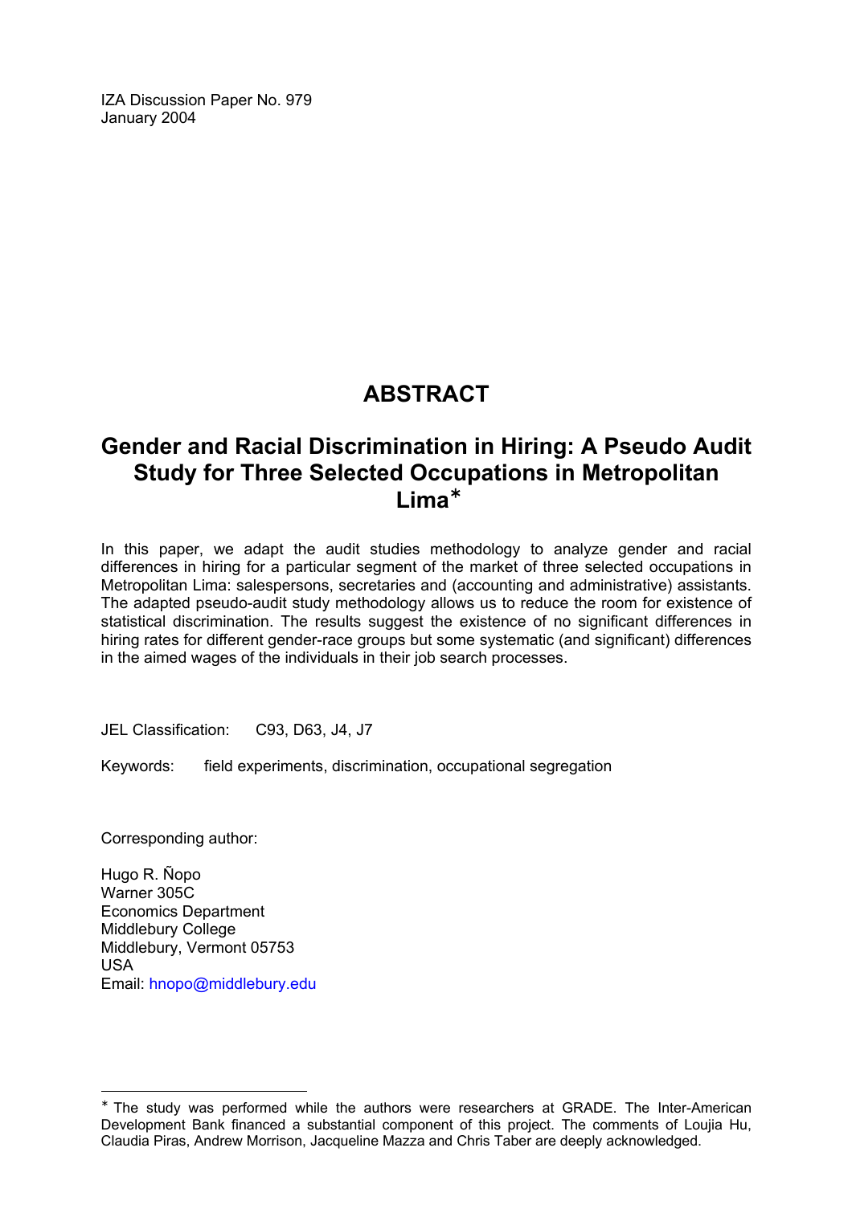IZA Discussion Paper No. 979
January 2004

# ABSTRACT

## Gender and Racial Discrimination in Hiring: A Pseudo Audit Study for Three Selected Occupations in Metropolitan Lima*

In this paper, we adapt the audit studies methodology to analyze gender and racial differences in hiring for a particular segment of the market of three selected occupations in Metropolitan Lima: salespersons, secretaries and (accounting and administrative) assistants. The adapted pseudo-audit study methodology allows us to reduce the room for existence of statistical discrimination. The results suggest the existence of no significant differences in hiring rates for different gender-race groups but some systematic (and significant) differences in the aimed wages of the individuals in their job search processes.

JEL Classification: C93, D63, J4, J7

Keywords: field experiments, discrimination, occupational segregation

Corresponding author:

Hugo R. Ñopo
Warner 305C
Economics Department
Middlebury College
Middlebury, Vermont 05753
USA
Email: hnopo@middlebury.edu

---

* The study was performed while the authors were researchers at GRADE. The Inter-American Development Bank financed a substantial component of this project. The comments of Loujia Hu, Claudia Piras, Andrew Morrison, Jacqueline Mazza and Chris Taber are deeply acknowledged.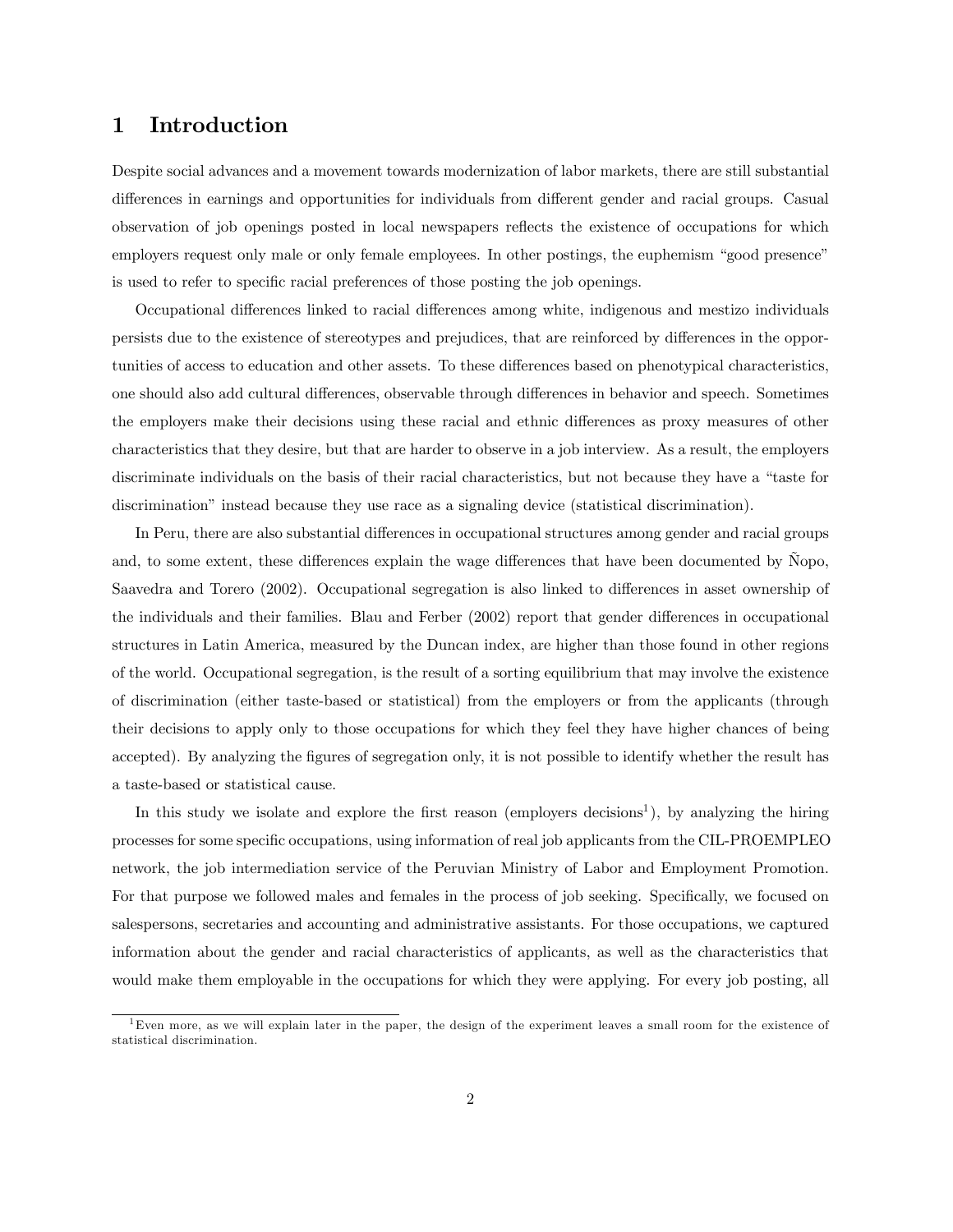# 1 Introduction

Despite social advances and a movement towards modernization of labor markets, there are still substantial differences in earnings and opportunities for individuals from different gender and racial groups. Casual observation of job openings posted in local newspapers reflects the existence of occupations for which employers request only male or only female employees. In other postings, the euphemism "good presence" is used to refer to specific racial preferences of those posting the job openings.

Occupational differences linked to racial differences among white, indigenous and mestizo individuals persists due to the existence of stereotypes and prejudices, that are reinforced by differences in the opportunities of access to education and other assets. To these differences based on phenotypical characteristics, one should also add cultural differences, observable through differences in behavior and speech. Sometimes the employers make their decisions using these racial and ethnic differences as proxy measures of other characteristics that they desire, but that are harder to observe in a job interview. As a result, the employers discriminate individuals on the basis of their racial characteristics, but not because they have a "taste for discrimination" instead because they use race as a signaling device (statistical discrimination).

In Peru, there are also substantial differences in occupational structures among gender and racial groups and, to some extent, these differences explain the wage differences that have been documented by Ñopo, Saavedra and Torero (2002). Occupational segregation is also linked to differences in asset ownership of the individuals and their families. Blau and Ferber (2002) report that gender differences in occupational structures in Latin America, measured by the Duncan index, are higher than those found in other regions of the world. Occupational segregation, is the result of a sorting equilibrium that may involve the existence of discrimination (either taste-based or statistical) from the employers or from the applicants (through their decisions to apply only to those occupations for which they feel they have higher chances of being accepted). By analyzing the figures of segregation only, it is not possible to identify whether the result has a taste-based or statistical cause.

In this study we isolate and explore the first reason (employers decisions[1]), by analyzing the hiring processes for some specific occupations, using information of real job applicants from the CIL-PROEMPLEO network, the job intermediation service of the Peruvian Ministry of Labor and Employment Promotion. For that purpose we followed males and females in the process of job seeking. Specifically, we focused on salespersons, secretaries and accounting and administrative assistants. For those occupations, we captured information about the gender and racial characteristics of applicants, as well as the characteristics that would make them employable in the occupations for which they were applying. For every job posting, all

[1] Even more, as we will explain later in the paper, the design of the experiment leaves a small room for the existence of statistical discrimination.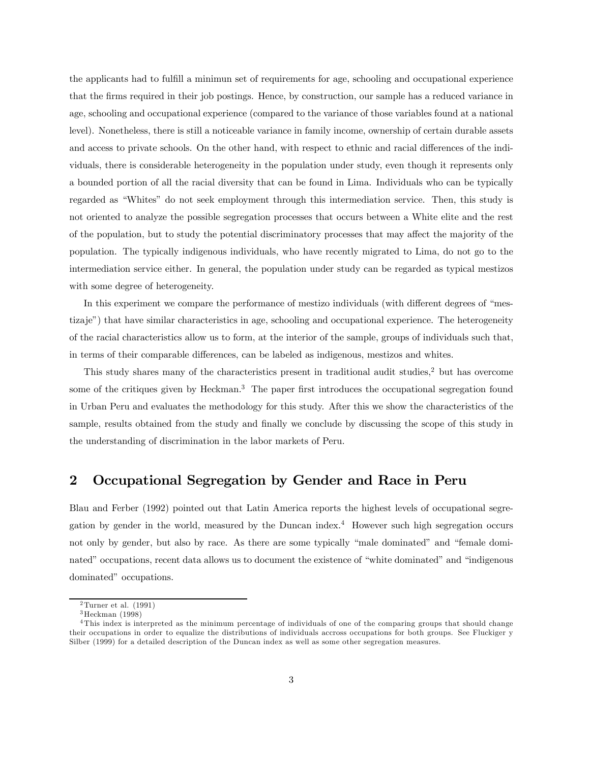the applicants had to fulfill a minimun set of requirements for age, schooling and occupational experience that the firms required in their job postings. Hence, by construction, our sample has a reduced variance in age, schooling and occupational experience (compared to the variance of those variables found at a national level). Nonetheless, there is still a noticeable variance in family income, ownership of certain durable assets and access to private schools. On the other hand, with respect to ethnic and racial differences of the individuals, there is considerable heterogeneity in the population under study, even though it represents only a bounded portion of all the racial diversity that can be found in Lima. Individuals who can be typically regarded as "Whites" do not seek employment through this intermediation service. Then, this study is not oriented to analyze the possible segregation processes that occurs between a White elite and the rest of the population, but to study the potential discriminatory processes that may affect the majority of the population. The typically indigenous individuals, who have recently migrated to Lima, do not go to the intermediation service either. In general, the population under study can be regarded as typical mestizos with some degree of heterogeneity.

In this experiment we compare the performance of mestizo individuals (with different degrees of "mestizaje") that have similar characteristics in age, schooling and occupational experience. The heterogeneity of the racial characteristics allow us to form, at the interior of the sample, groups of individuals such that, in terms of their comparable differences, can be labeled as indigenous, mestizos and whites.

This study shares many of the characteristics present in traditional audit studies,[2] but has overcome some of the critiques given by Heckman.[3] The paper first introduces the occupational segregation found in Urban Peru and evaluates the methodology for this study. After this we show the characteristics of the sample, results obtained from the study and finally we conclude by discussing the scope of this study in the understanding of discrimination in the labor markets of Peru.

## 2 Occupational Segregation by Gender and Race in Peru

Blau and Ferber (1992) pointed out that Latin America reports the highest levels of occupational segregation by gender in the world, measured by the Duncan index.[4] However such high segregation occurs not only by gender, but also by race. As there are some typically "male dominated" and "female dominated" occupations, recent data allows us to document the existence of "white dominated" and "indigenous dominated" occupations.

[2] Turner et al. (1991)

[3] Heckman (1998)

[4] This index is interpreted as the minimum percentage of individuals of one of the comparing groups that should change their occupations in order to equalize the distributions of individuals accross occupations for both groups. See Fluckiger y Silber (1999) for a detailed description of the Duncan index as well as some other segregation measures.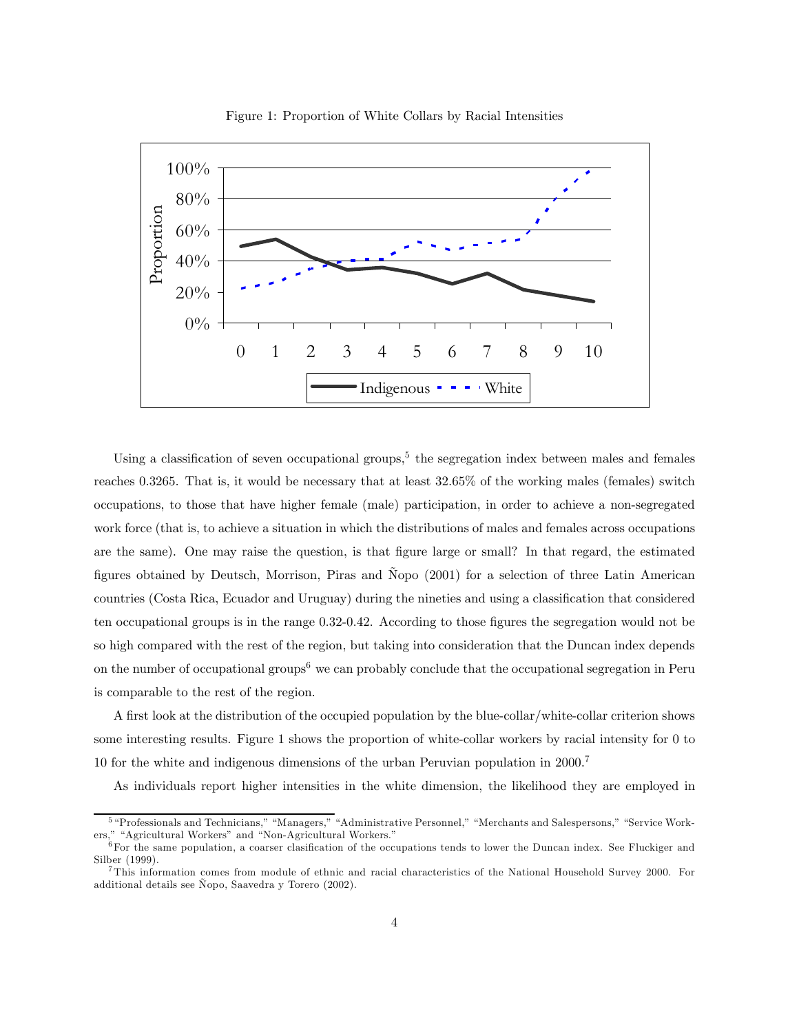Figure 1: Proportion of White Collars by Racial Intensities

Using a classification of seven occupational groups,[5] the segregation index between males and females reaches 0.3265. That is, it would be necessary that at least 32.65% of the working males (females) switch occupations, to those that have higher female (male) participation, in order to achieve a non-segregated work force (that is, to achieve a situation in which the distributions of males and females across occupations are the same). One may raise the question, is that figure large or small? In that regard, the estimated figures obtained by Deutsch, Morrison, Piras and Ñopo (2001) for a selection of three Latin American countries (Costa Rica, Ecuador and Uruguay) during the nineties and using a classification that considered ten occupational groups is in the range 0.32-0.42. According to those figures the segregation would not be so high compared with the rest of the region, but taking into consideration that the Duncan index depends on the number of occupational groups[6] we can probably conclude that the occupational segregation in Peru is comparable to the rest of the region.

A first look at the distribution of the occupied population by the blue-collar/white-collar criterion shows some interesting results. Figure 1 shows the proportion of white-collar workers by racial intensity for 0 to 10 for the white and indigenous dimensions of the urban Peruvian population in 2000.[7]

As individuals report higher intensities in the white dimension, the likelihood they are employed in

---

[5] "Professionals and Technicians," "Managers," "Administrative Personnel," "Merchants and Salespersons," "Service Workers," "Agricultural Workers" and "Non-Agricultural Workers."

[6] For the same population, a coarser clasification of the occupations tends to lower the Duncan index. See Fluckiger and Silber (1999).

[7] This information comes from module of ethnic and racial characteristics of the National Household Survey 2000. For additional details see Ñopo, Saavedra y Torero (2002).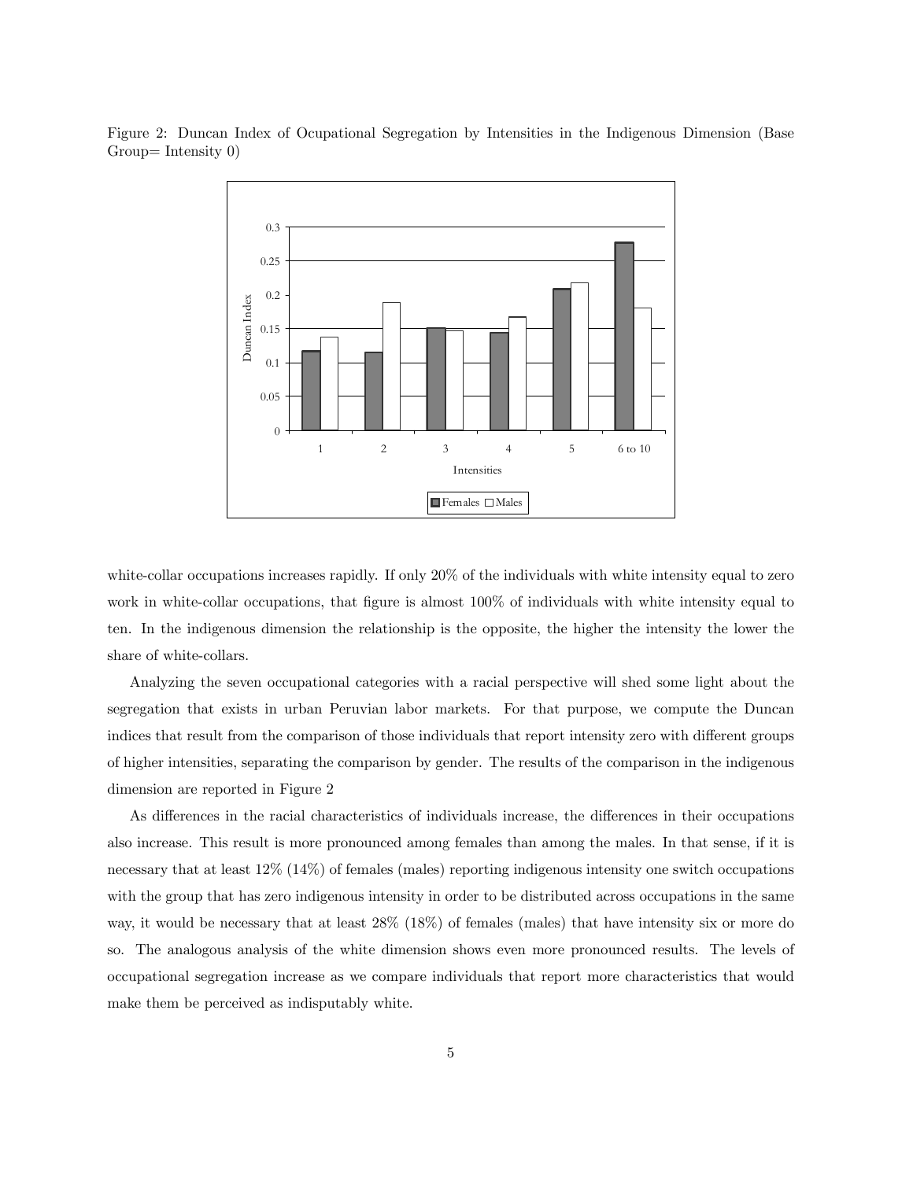Figure 2: Duncan Index of Ocupational Segregation by Intensities in the Indigenous Dimension (Base Group= Intensity 0)

white-collar occupations increases rapidly. If only 20% of the individuals with white intensity equal to zero work in white-collar occupations, that figure is almost 100% of individuals with white intensity equal to ten. In the indigenous dimension the relationship is the opposite, the higher the intensity the lower the share of white-collars.

Analyzing the seven occupational categories with a racial perspective will shed some light about the segregation that exists in urban Peruvian labor markets. For that purpose, we compute the Duncan indices that result from the comparison of those individuals that report intensity zero with different groups of higher intensities, separating the comparison by gender. The results of the comparison in the indigenous dimension are reported in Figure 2

As differences in the racial characteristics of individuals increase, the differences in their occupations also increase. This result is more pronounced among females than among the males. In that sense, if it is necessary that at least 12% (14%) of females (males) reporting indigenous intensity one switch occupations with the group that has zero indigenous intensity in order to be distributed across occupations in the same way, it would be necessary that at least 28% (18%) of females (males) that have intensity six or more do so. The analogous analysis of the white dimension shows even more pronounced results. The levels of occupational segregation increase as we compare individuals that report more characteristics that would make them be perceived as indisputably white.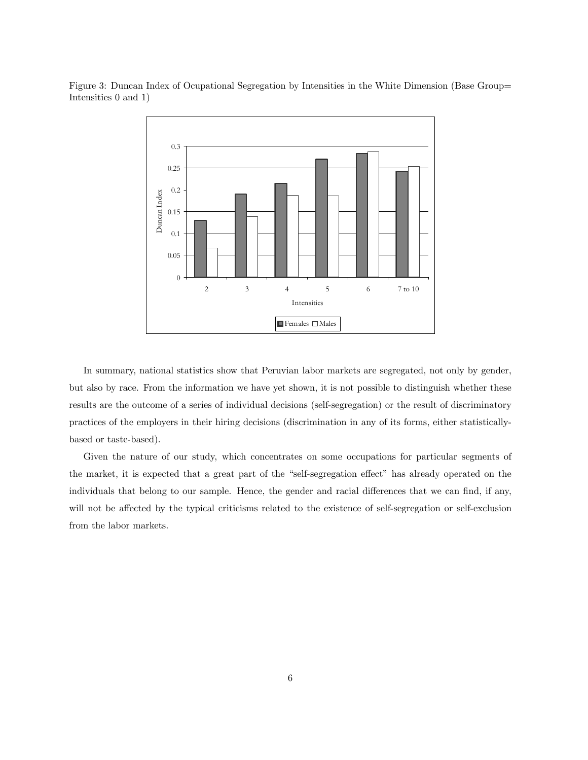Figure 3: Duncan Index of Ocupational Segregation by Intensities in the White Dimension (Base Group= Intensities 0 and 1)

In summary, national statistics show that Peruvian labor markets are segregated, not only by gender, but also by race. From the information we have yet shown, it is not possible to distinguish whether these results are the outcome of a series of individual decisions (self-segregation) or the result of discriminatory practices of the employers in their hiring decisions (discrimination in any of its forms, either statistically-based or taste-based).

Given the nature of our study, which concentrates on some occupations for particular segments of the market, it is expected that a great part of the "self-segregation effect" has already operated on the individuals that belong to our sample. Hence, the gender and racial differences that we can find, if any, will not be affected by the typical criticisms related to the existence of self-segregation or self-exclusion from the labor markets.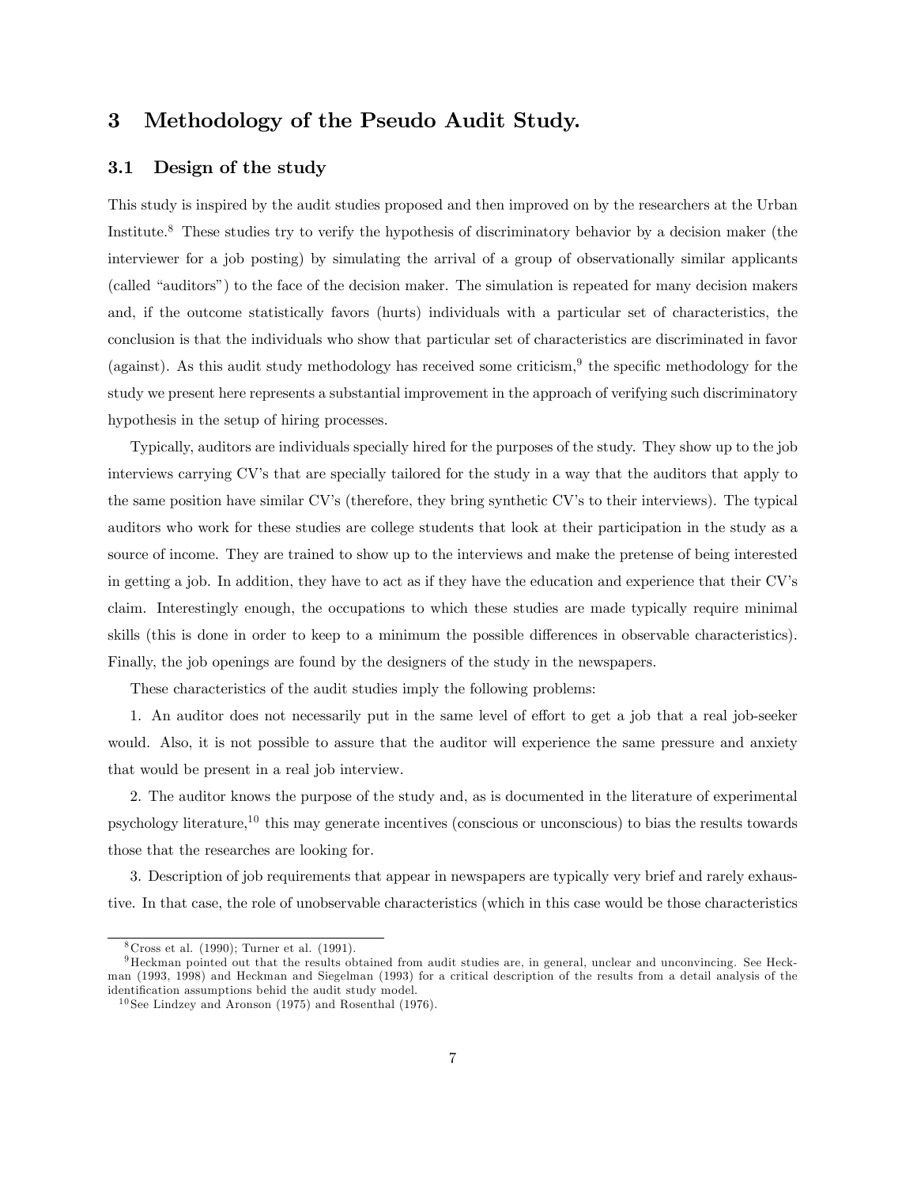## 3 Methodology of the Pseudo Audit Study.

### 3.1 Design of the study

This study is inspired by the audit studies proposed and then improved on by the researchers at the Urban Institute.[8] These studies try to verify the hypothesis of discriminatory behavior by a decision maker (the interviewer for a job posting) by simulating the arrival of a group of observationally similar applicants (called "auditors") to the face of the decision maker. The simulation is repeated for many decision makers and, if the outcome statistically favors (hurts) individuals with a particular set of characteristics, the conclusion is that the individuals who show that particular set of characteristics are discriminated in favor (against). As this audit study methodology has received some criticism,[9] the specific methodology for the study we present here represents a substantial improvement in the approach of verifying such discriminatory hypothesis in the setup of hiring processes.

Typically, auditors are individuals specially hired for the purposes of the study. They show up to the job interviews carrying CV's that are specially tailored for the study in a way that the auditors that apply to the same position have similar CV's (therefore, they bring synthetic CV's to their interviews). The typical auditors who work for these studies are college students that look at their participation in the study as a source of income. They are trained to show up to the interviews and make the pretense of being interested in getting a job. In addition, they have to act as if they have the education and experience that their CV's claim. Interestingly enough, the occupations to which these studies are made typically require minimal skills (this is done in order to keep to a minimum the possible differences in observable characteristics). Finally, the job openings are found by the designers of the study in the newspapers.

These characteristics of the audit studies imply the following problems:

1. An auditor does not necessarily put in the same level of effort to get a job that a real job-seeker would. Also, it is not possible to assure that the auditor will experience the same pressure and anxiety that would be present in a real job interview.

2. The auditor knows the purpose of the study and, as is documented in the literature of experimental psychology literature,[10] this may generate incentives (conscious or unconscious) to bias the results towards those that the researches are looking for.

3. Description of job requirements that appear in newspapers are typically very brief and rarely exhaustive. In that case, the role of unobservable characteristics (which in this case would be those characteristics

---

[8] Cross et al. (1990); Turner et al. (1991).

[9] Heckman pointed out that the results obtained from audit studies are, in general, unclear and unconvincing. See Heckman (1993, 1998) and Heckman and Siegelman (1993) for a critical description of the results from a detail analysis of the identification assumptions behid the audit study model.

[10] See Lindzey and Aronson (1975) and Rosenthal (1976).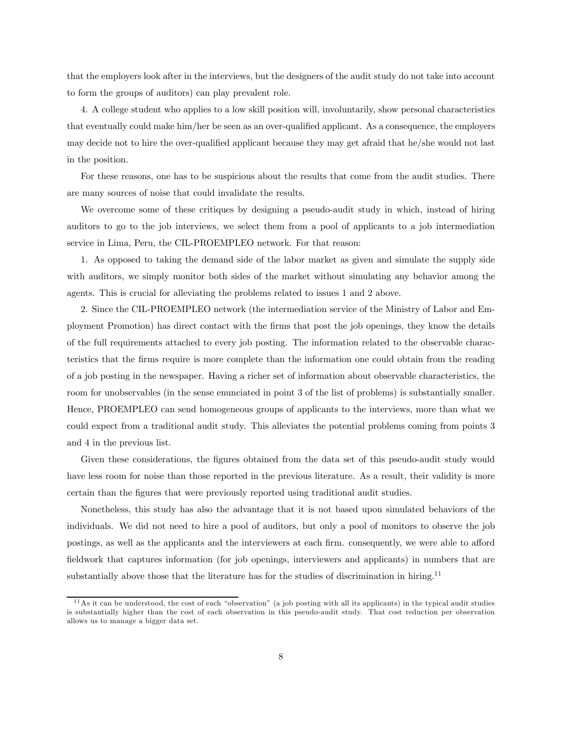that the employers look after in the interviews, but the designers of the audit study do not take into account to form the groups of auditors) can play prevalent role.

4. A college student who applies to a low skill position will, involuntarily, show personal characteristics that eventually could make him/her be seen as an over-qualified applicant. As a consequence, the employers may decide not to hire the over-qualified applicant because they may get afraid that he/she would not last in the position.

For these reasons, one has to be suspicious about the results that come from the audit studies. There are many sources of noise that could invalidate the results.

We overcome some of these critiques by designing a pseudo-audit study in which, instead of hiring auditors to go to the job interviews, we select them from a pool of applicants to a job intermediation service in Lima, Peru, the CIL-PROEMPLEO network. For that reason:

1. As opposed to taking the demand side of the labor market as given and simulate the supply side with auditors, we simply monitor both sides of the market without simulating any behavior among the agents. This is crucial for alleviating the problems related to issues 1 and 2 above.

2. Since the CIL-PROEMPLEO network (the intermediation service of the Ministry of Labor and Employment Promotion) has direct contact with the firms that post the job openings, they know the details of the full requirements attached to every job posting. The information related to the observable characteristics that the firms require is more complete than the information one could obtain from the reading of a job posting in the newspaper. Having a richer set of information about observable characteristics, the room for unobservables (in the sense enunciated in point 3 of the list of problems) is substantially smaller. Hence, PROEMPLEO can send homogeneous groups of applicants to the interviews, more than what we could expect from a traditional audit study. This alleviates the potential problems coming from points 3 and 4 in the previous list.

Given these considerations, the figures obtained from the data set of this pseudo-audit study would have less room for noise than those reported in the previous literature. As a result, their validity is more certain than the figures that were previously reported using traditional audit studies.

Nonetheless, this study has also the advantage that it is not based upon simulated behaviors of the individuals. We did not need to hire a pool of auditors, but only a pool of monitors to observe the job postings, as well as the applicants and the interviewers at each firm. consequently, we were able to afford fieldwork that captures information (for job openings, interviewers and applicants) in numbers that are substantially above those that the literature has for the studies of discrimination in hiring.[11]

[11] As it can be understood, the cost of each "observation" (a job posting with all its applicants) in the typical audit studies is substantially higher than the cost of each observation in this pseudo-audit study. That cost reduction per observation allows us to manage a bigger data set.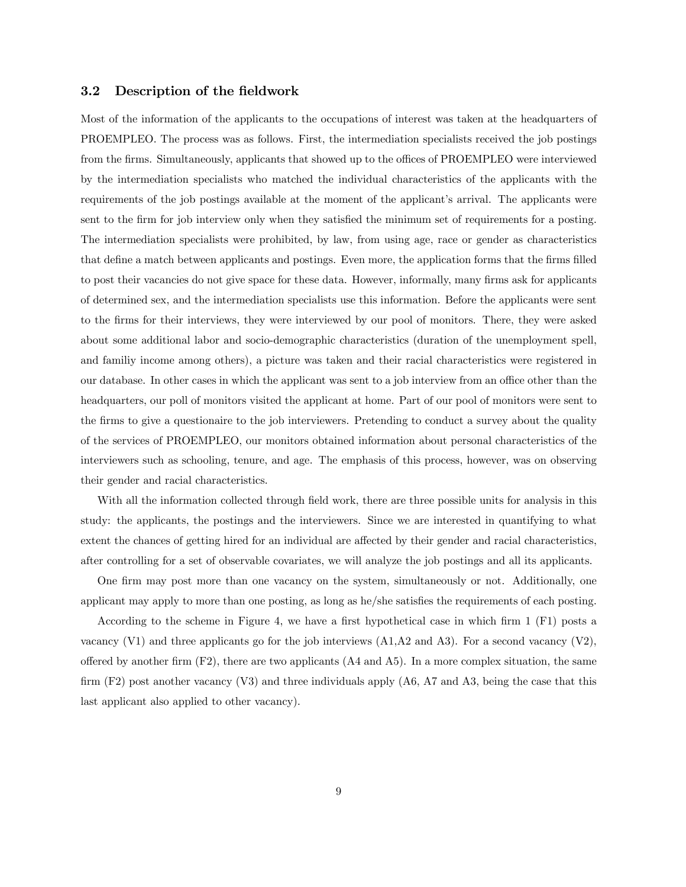### 3.2 Description of the fieldwork

Most of the information of the applicants to the occupations of interest was taken at the headquarters of PROEMPLEO. The process was as follows. First, the intermediation specialists received the job postings from the firms. Simultaneously, applicants that showed up to the offices of PROEMPLEO were interviewed by the intermediation specialists who matched the individual characteristics of the applicants with the requirements of the job postings available at the moment of the applicant's arrival. The applicants were sent to the firm for job interview only when they satisfied the minimum set of requirements for a posting. The intermediation specialists were prohibited, by law, from using age, race or gender as characteristics that define a match between applicants and postings. Even more, the application forms that the firms filled to post their vacancies do not give space for these data. However, informally, many firms ask for applicants of determined sex, and the intermediation specialists use this information. Before the applicants were sent to the firms for their interviews, they were interviewed by our pool of monitors. There, they were asked about some additional labor and socio-demographic characteristics (duration of the unemployment spell, and familiy income among others), a picture was taken and their racial characteristics were registered in our database. In other cases in which the applicant was sent to a job interview from an office other than the headquarters, our poll of monitors visited the applicant at home. Part of our pool of monitors were sent to the firms to give a questionaire to the job interviewers. Pretending to conduct a survey about the quality of the services of PROEMPLEO, our monitors obtained information about personal characteristics of the interviewers such as schooling, tenure, and age. The emphasis of this process, however, was on observing their gender and racial characteristics.

With all the information collected through field work, there are three possible units for analysis in this study: the applicants, the postings and the interviewers. Since we are interested in quantifying to what extent the chances of getting hired for an individual are affected by their gender and racial characteristics, after controlling for a set of observable covariates, we will analyze the job postings and all its applicants.

One firm may post more than one vacancy on the system, simultaneously or not. Additionally, one applicant may apply to more than one posting, as long as he/she satisfies the requirements of each posting.

According to the scheme in Figure 4, we have a first hypothetical case in which firm 1 (F1) posts a vacancy (V1) and three applicants go for the job interviews (A1,A2 and A3). For a second vacancy (V2), offered by another firm (F2), there are two applicants (A4 and A5). In a more complex situation, the same firm (F2) post another vacancy (V3) and three individuals apply (A6, A7 and A3, being the case that this last applicant also applied to other vacancy).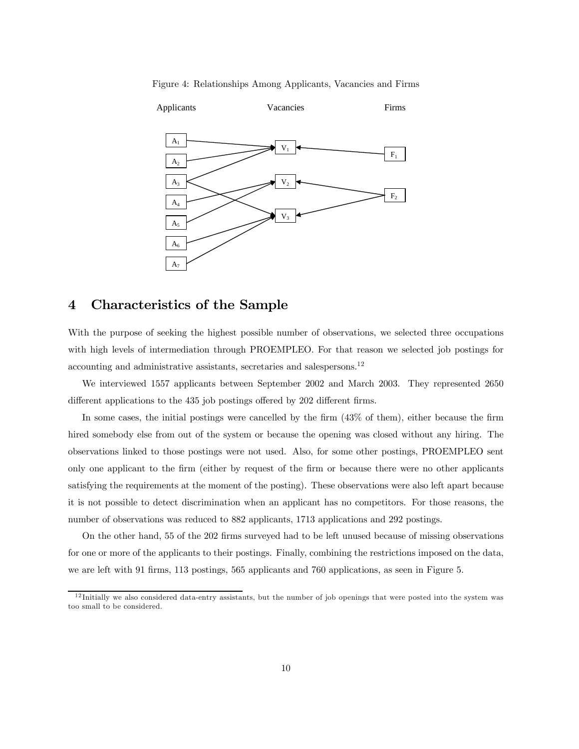Figure 4: Relationships Among Applicants, Vacancies and Firms

# 4 Characteristics of the Sample

With the purpose of seeking the highest possible number of observations, we selected three occupations with high levels of intermediation through PROEMPLEO. For that reason we selected job postings for accounting and administrative assistants, secretaries and salespersons.[12]

We interviewed 1557 applicants between September 2002 and March 2003. They represented 2650 different applications to the 435 job postings offered by 202 different firms.

In some cases, the initial postings were cancelled by the firm (43% of them), either because the firm hired somebody else from out of the system or because the opening was closed without any hiring. The observations linked to those postings were not used. Also, for some other postings, PROEMPLEO sent only one applicant to the firm (either by request of the firm or because there were no other applicants satisfying the requirements at the moment of the posting). These observations were also left apart because it is not possible to detect discrimination when an applicant has no competitors. For those reasons, the number of observations was reduced to 882 applicants, 1713 applications and 292 postings.

On the other hand, 55 of the 202 firms surveyed had to be left unused because of missing observations for one or more of the applicants to their postings. Finally, combining the restrictions imposed on the data, we are left with 91 firms, 113 postings, 565 applicants and 760 applications, as seen in Figure 5.

[12] Initially we also considered data-entry assistants, but the number of job openings that were posted into the system was too small to be considered.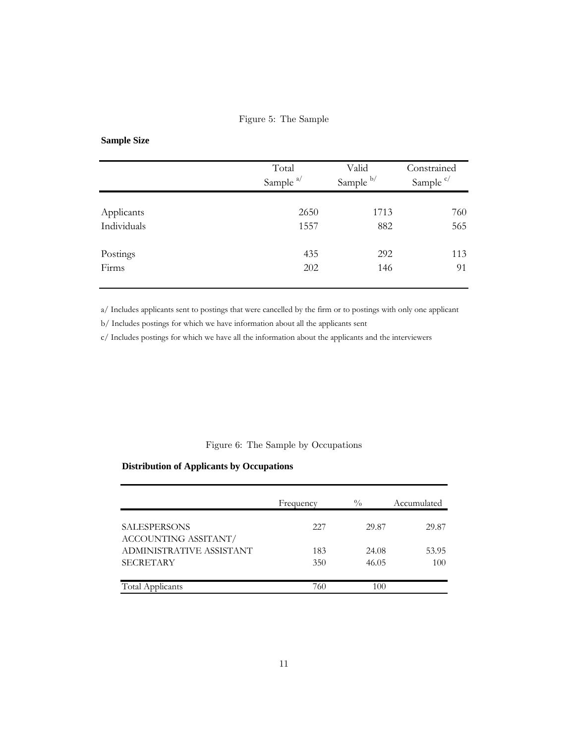Figure 5: The Sample

**Sample Size**

| | Total Sample [a/] | Valid Sample [b/] | Constrained Sample [c/] |
|---|---|---|---|
| Applicants | 2650 | 1713 | 760 |
| Individuals | 1557 | 882 | 565 |
| Postings | 435 | 292 | 113 |
| Firms | 202 | 146 | 91 |

a/ Includes applicants sent to postings that were cancelled by the firm or to postings with only one applicant

b/ Includes postings for which we have information about all the applicants sent

c/ Includes postings for which we have all the information about the applicants and the interviewers

Figure 6: The Sample by Occupations

**Distribution of Applicants by Occupations**

| | Frequency | % | Accumulated |
|---|---|---|---|
| SALESPERSONS | 227 | 29.87 | 29.87 |
| ACCOUNTING ASSITANT/ ADMINISTRATIVE ASSISTANT | 183 | 24.08 | 53.95 |
| SECRETARY | 350 | 46.05 | 100 |
| Total Applicants | 760 | 100 | |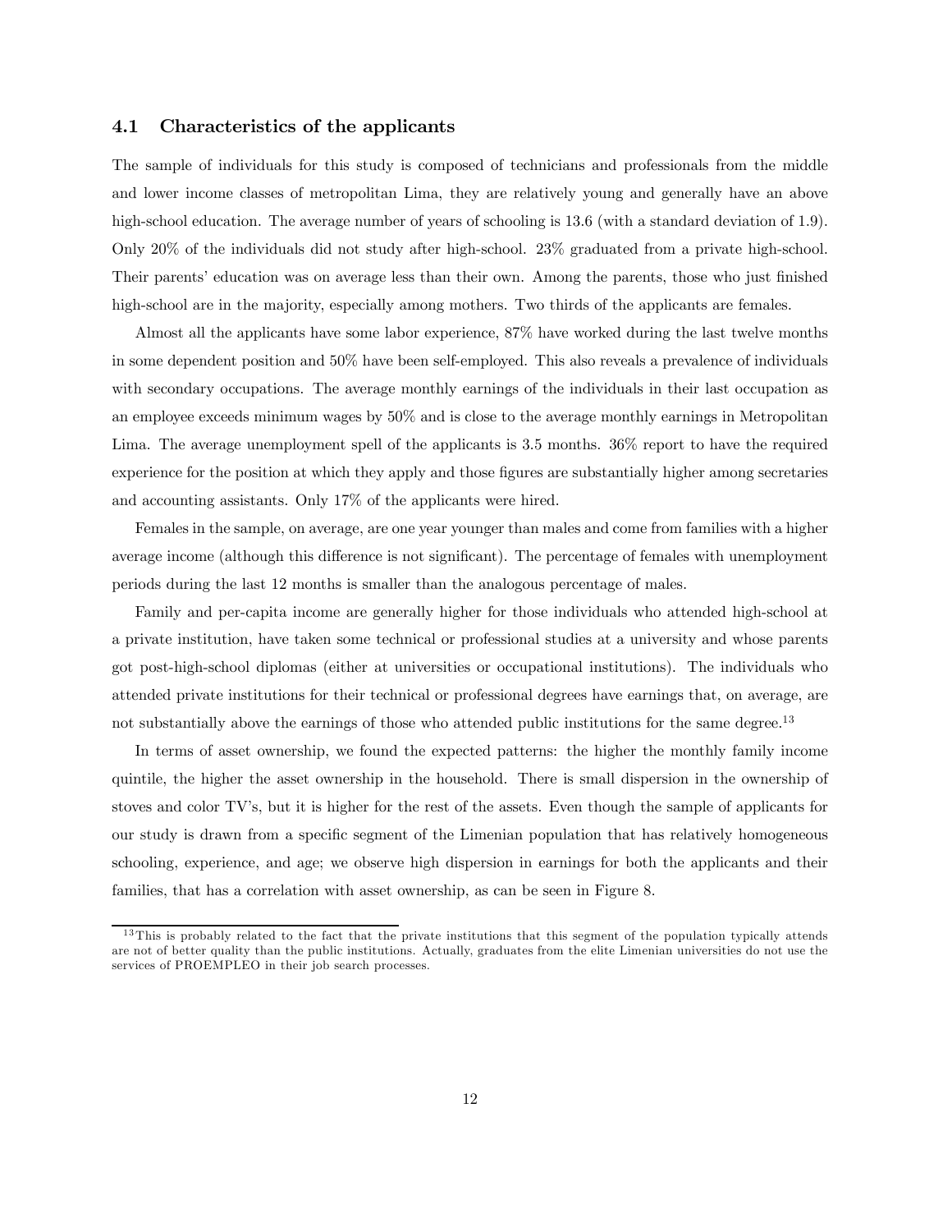### 4.1 Characteristics of the applicants

The sample of individuals for this study is composed of technicians and professionals from the middle and lower income classes of metropolitan Lima, they are relatively young and generally have an above high-school education. The average number of years of schooling is 13.6 (with a standard deviation of 1.9). Only 20% of the individuals did not study after high-school. 23% graduated from a private high-school. Their parents' education was on average less than their own. Among the parents, those who just finished high-school are in the majority, especially among mothers. Two thirds of the applicants are females.

Almost all the applicants have some labor experience, 87% have worked during the last twelve months in some dependent position and 50% have been self-employed. This also reveals a prevalence of individuals with secondary occupations. The average monthly earnings of the individuals in their last occupation as an employee exceeds minimum wages by 50% and is close to the average monthly earnings in Metropolitan Lima. The average unemployment spell of the applicants is 3.5 months. 36% report to have the required experience for the position at which they apply and those figures are substantially higher among secretaries and accounting assistants. Only 17% of the applicants were hired.

Females in the sample, on average, are one year younger than males and come from families with a higher average income (although this difference is not significant). The percentage of females with unemployment periods during the last 12 months is smaller than the analogous percentage of males.

Family and per-capita income are generally higher for those individuals who attended high-school at a private institution, have taken some technical or professional studies at a university and whose parents got post-high-school diplomas (either at universities or occupational institutions). The individuals who attended private institutions for their technical or professional degrees have earnings that, on average, are not substantially above the earnings of those who attended public institutions for the same degree.[13]

In terms of asset ownership, we found the expected patterns: the higher the monthly family income quintile, the higher the asset ownership in the household. There is small dispersion in the ownership of stoves and color TV's, but it is higher for the rest of the assets. Even though the sample of applicants for our study is drawn from a specific segment of the Limenian population that has relatively homogeneous schooling, experience, and age; we observe high dispersion in earnings for both the applicants and their families, that has a correlation with asset ownership, as can be seen in Figure 8.

[13] This is probably related to the fact that the private institutions that this segment of the population typically attends are not of better quality than the public institutions. Actually, graduates from the elite Limenian universities do not use the services of PROEMPLEO in their job search processes.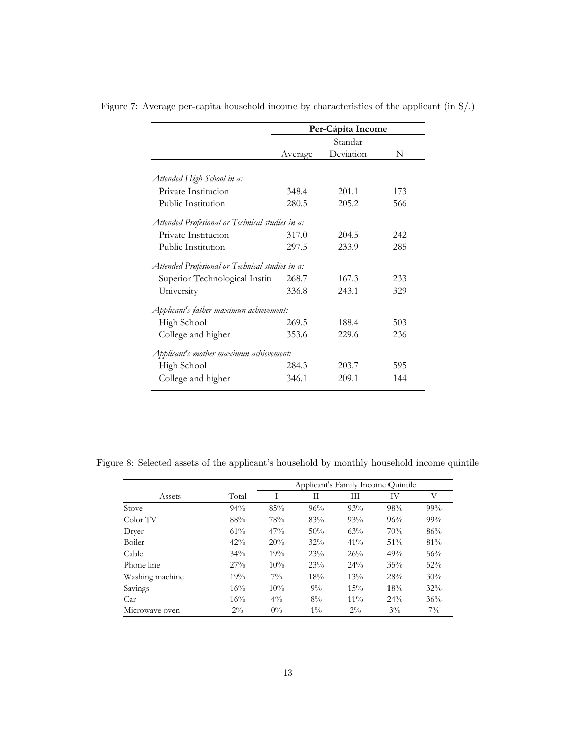Figure 7: Average per-capita household income by characteristics of the applicant (in S/.)

| | **Per-Cápita Income** | | |
|---|---|---|---|
| | Average | Standar Deviation | N |
| *Attended High School in a:* | | | |
| Private Institucion | 348.4 | 201.1 | 173 |
| Public Institution | 280.5 | 205.2 | 566 |
| *Attended Profesional or Technical studies in a:* | | | |
| Private Institucion | 317.0 | 204.5 | 242 |
| Public Institution | 297.5 | 233.9 | 285 |
| *Attended Profesional or Technical studies in a:* | | | |
| Superior Technological Instit | 268.7 | 167.3 | 233 |
| University | 336.8 | 243.1 | 329 |
| *Applicant's father maximun achievement:* | | | |
| High School | 269.5 | 188.4 | 503 |
| College and higher | 353.6 | 229.6 | 236 |
| *Applicant's mother maximun achievement:* | | | |
| High School | 284.3 | 203.7 | 595 |
| College and higher | 346.1 | 209.1 | 144 |

Figure 8: Selected assets of the applicant's household by monthly household income quintile

| | | Applicant's Family Income Quintile | | | | |
|---|---|---|---|---|---|---|
| Assets | Total | I | II | III | IV | V |
| Stove | 94% | 85% | 96% | 93% | 98% | 99% |
| Color TV | 88% | 78% | 83% | 93% | 96% | 99% |
| Dryer | 61% | 47% | 50% | 63% | 70% | 86% |
| Boiler | 42% | 20% | 32% | 41% | 51% | 81% |
| Cable | 34% | 19% | 23% | 26% | 49% | 56% |
| Phone line | 27% | 10% | 23% | 24% | 35% | 52% |
| Washing machine | 19% | 7% | 18% | 13% | 28% | 30% |
| Savings | 16% | 10% | 9% | 15% | 18% | 32% |
| Car | 16% | 4% | 8% | 11% | 24% | 36% |
| Microwave oven | 2% | 0% | 1% | 2% | 3% | 7% |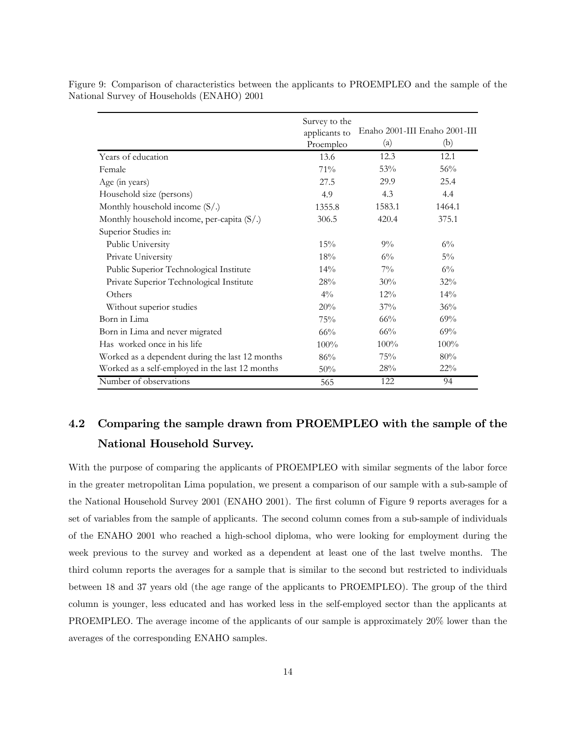Figure 9: Comparison of characteristics between the applicants to PROEMPLEO and the sample of the National Survey of Households (ENAHO) 2001

| | Survey to the applicants to Proempleo | Enaho 2001-III (a) | Enaho 2001-III (b) |
|---|---|---|---|
| Years of education | 13.6 | 12.3 | 12.1 |
| Female | 71% | 53% | 56% |
| Age (in years) | 27.5 | 29.9 | 25.4 |
| Household size (persons) | 4.9 | 4.3 | 4.4 |
| Monthly household income (S/.) | 1355.8 | 1583.1 | 1464.1 |
| Monthly household income, per-capita (S/.) | 306.5 | 420.4 | 375.1 |
| Superior Studies in: | | | |
| Public University | 15% | 9% | 6% |
| Private University | 18% | 6% | 5% |
| Public Superior Technological Institute | 14% | 7% | 6% |
| Private Superior Technological Institute | 28% | 30% | 32% |
| Others | 4% | 12% | 14% |
| Without superior studies | 20% | 37% | 36% |
| Born in Lima | 75% | 66% | 69% |
| Born in Lima and never migrated | 66% | 66% | 69% |
| Has worked once in his life | 100% | 100% | 100% |
| Worked as a dependent during the last 12 months | 86% | 75% | 80% |
| Worked as a self-employed in the last 12 months | 50% | 28% | 22% |
| Number of observations | 565 | 122 | 94 |

### 4.2 Comparing the sample drawn from PROEMPLEO with the sample of the National Household Survey.

With the purpose of comparing the applicants of PROEMPLEO with similar segments of the labor force in the greater metropolitan Lima population, we present a comparison of our sample with a sub-sample of the National Household Survey 2001 (ENAHO 2001). The first column of Figure 9 reports averages for a set of variables from the sample of applicants. The second column comes from a sub-sample of individuals of the ENAHO 2001 who reached a high-school diploma, who were looking for employment during the week previous to the survey and worked as a dependent at least one of the last twelve months. The third column reports the averages for a sample that is similar to the second but restricted to individuals between 18 and 37 years old (the age range of the applicants to PROEMPLEO). The group of the third column is younger, less educated and has worked less in the self-employed sector than the applicants at PROEMPLEO. The average income of the applicants of our sample is approximately 20% lower than the averages of the corresponding ENAHO samples.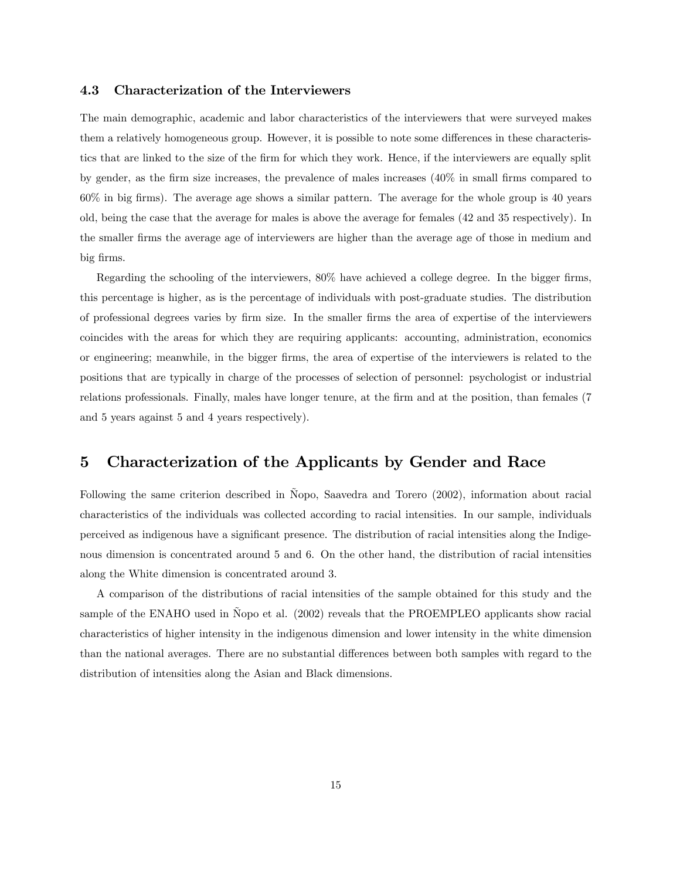### 4.3 Characterization of the Interviewers

The main demographic, academic and labor characteristics of the interviewers that were surveyed makes them a relatively homogeneous group. However, it is possible to note some differences in these characteristics that are linked to the size of the firm for which they work. Hence, if the interviewers are equally split by gender, as the firm size increases, the prevalence of males increases (40% in small firms compared to 60% in big firms). The average age shows a similar pattern. The average for the whole group is 40 years old, being the case that the average for males is above the average for females (42 and 35 respectively). In the smaller firms the average age of interviewers are higher than the average age of those in medium and big firms.

Regarding the schooling of the interviewers, 80% have achieved a college degree. In the bigger firms, this percentage is higher, as is the percentage of individuals with post-graduate studies. The distribution of professional degrees varies by firm size. In the smaller firms the area of expertise of the interviewers coincides with the areas for which they are requiring applicants: accounting, administration, economics or engineering; meanwhile, in the bigger firms, the area of expertise of the interviewers is related to the positions that are typically in charge of the processes of selection of personnel: psychologist or industrial relations professionals. Finally, males have longer tenure, at the firm and at the position, than females (7 and 5 years against 5 and 4 years respectively).

## 5 Characterization of the Applicants by Gender and Race

Following the same criterion described in Ñopo, Saavedra and Torero (2002), information about racial characteristics of the individuals was collected according to racial intensities. In our sample, individuals perceived as indigenous have a significant presence. The distribution of racial intensities along the Indigenous dimension is concentrated around 5 and 6. On the other hand, the distribution of racial intensities along the White dimension is concentrated around 3.

A comparison of the distributions of racial intensities of the sample obtained for this study and the sample of the ENAHO used in Ñopo et al. (2002) reveals that the PROEMPLEO applicants show racial characteristics of higher intensity in the indigenous dimension and lower intensity in the white dimension than the national averages. There are no substantial differences between both samples with regard to the distribution of intensities along the Asian and Black dimensions.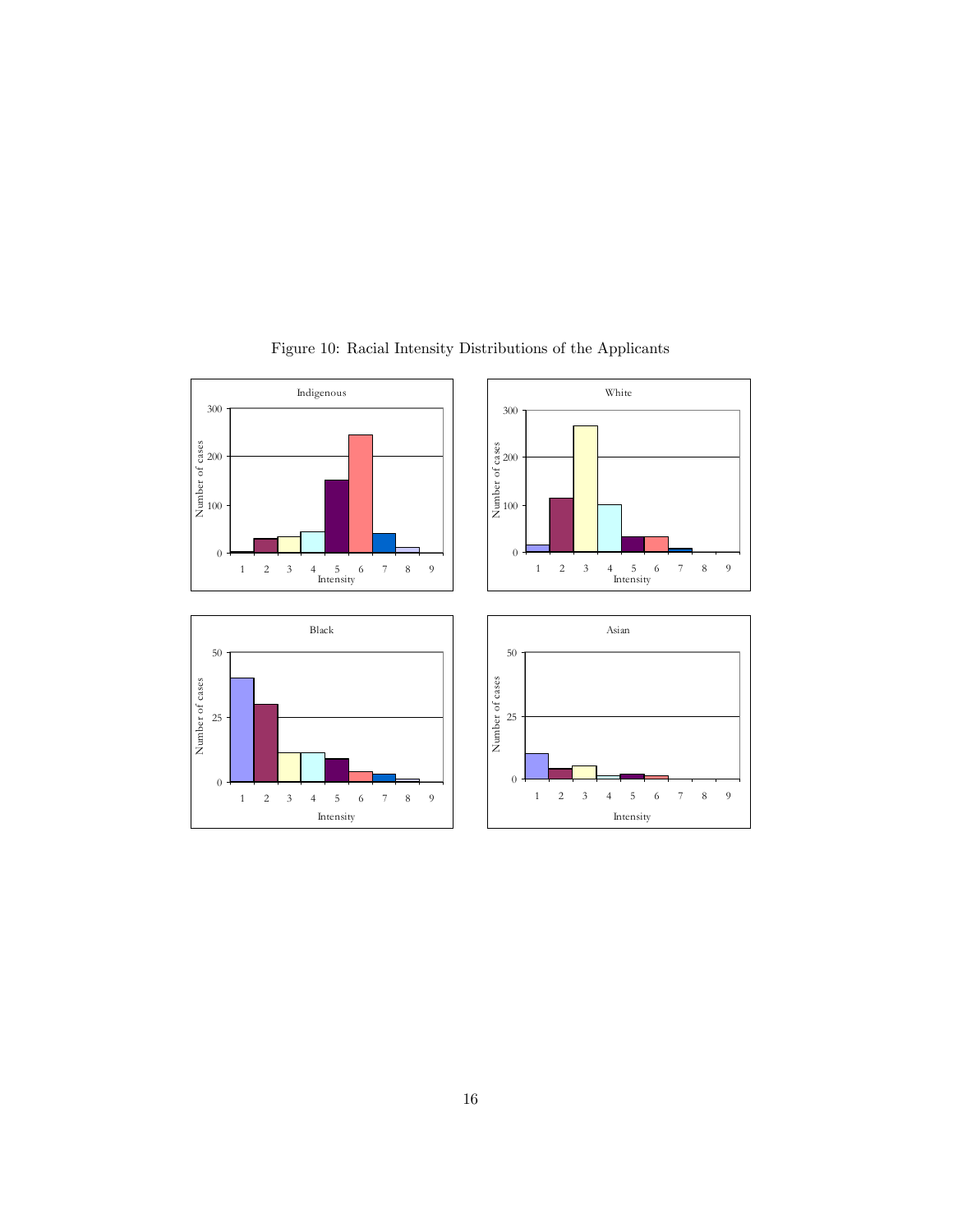Figure 10: Racial Intensity Distributions of the Applicants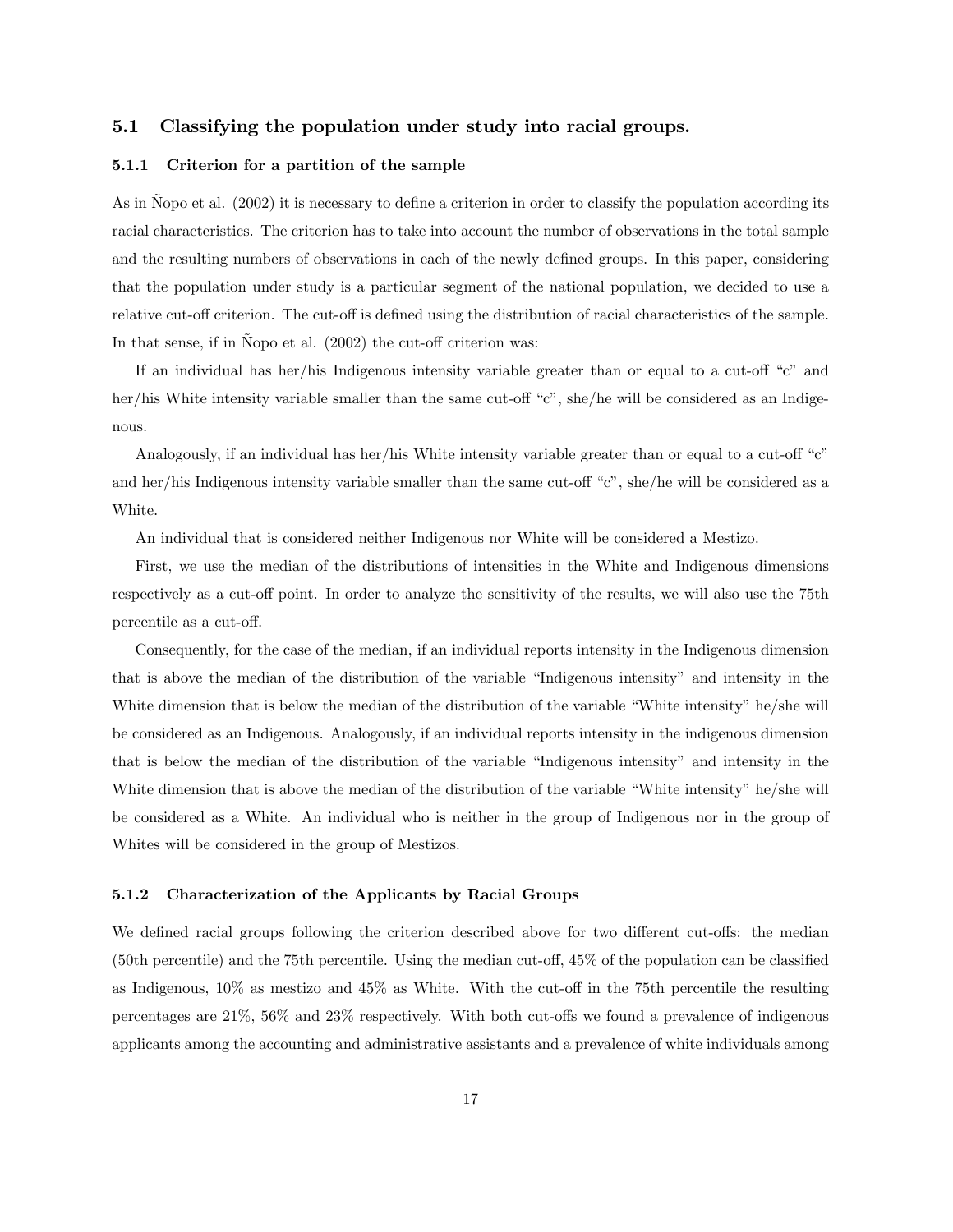## 5.1 Classifying the population under study into racial groups.

### 5.1.1 Criterion for a partition of the sample

As in Ñopo et al. (2002) it is necessary to define a criterion in order to classify the population according its racial characteristics. The criterion has to take into account the number of observations in the total sample and the resulting numbers of observations in each of the newly defined groups. In this paper, considering that the population under study is a particular segment of the national population, we decided to use a relative cut-off criterion. The cut-off is defined using the distribution of racial characteristics of the sample. In that sense, if in Ñopo et al. (2002) the cut-off criterion was:

If an individual has her/his Indigenous intensity variable greater than or equal to a cut-off "c" and her/his White intensity variable smaller than the same cut-off "c", she/he will be considered as an Indigenous.

Analogously, if an individual has her/his White intensity variable greater than or equal to a cut-off "c" and her/his Indigenous intensity variable smaller than the same cut-off "c", she/he will be considered as a White.

An individual that is considered neither Indigenous nor White will be considered a Mestizo.

First, we use the median of the distributions of intensities in the White and Indigenous dimensions respectively as a cut-off point. In order to analyze the sensitivity of the results, we will also use the 75th percentile as a cut-off.

Consequently, for the case of the median, if an individual reports intensity in the Indigenous dimension that is above the median of the distribution of the variable "Indigenous intensity" and intensity in the White dimension that is below the median of the distribution of the variable "White intensity" he/she will be considered as an Indigenous. Analogously, if an individual reports intensity in the indigenous dimension that is below the median of the distribution of the variable "Indigenous intensity" and intensity in the White dimension that is above the median of the distribution of the variable "White intensity" he/she will be considered as a White. An individual who is neither in the group of Indigenous nor in the group of Whites will be considered in the group of Mestizos.

### 5.1.2 Characterization of the Applicants by Racial Groups

We defined racial groups following the criterion described above for two different cut-offs: the median (50th percentile) and the 75th percentile. Using the median cut-off, 45% of the population can be classified as Indigenous, 10% as mestizo and 45% as White. With the cut-off in the 75th percentile the resulting percentages are 21%, 56% and 23% respectively. With both cut-offs we found a prevalence of indigenous applicants among the accounting and administrative assistants and a prevalence of white individuals among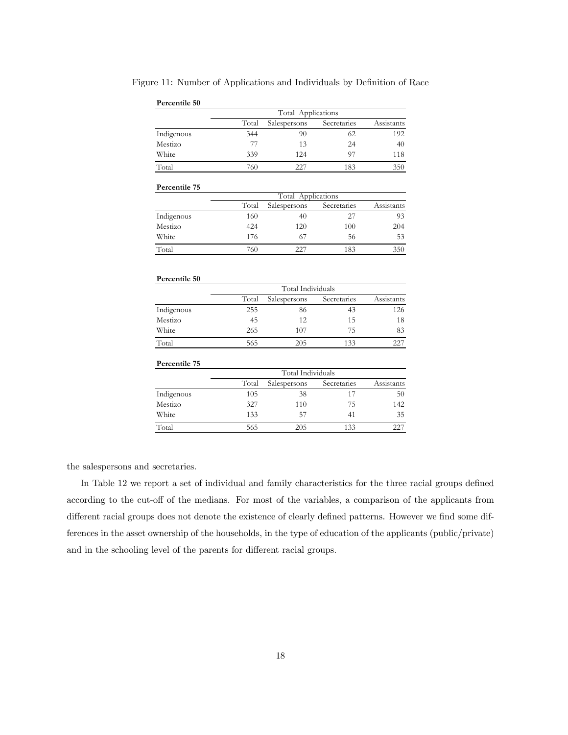Figure 11: Number of Applications and Individuals by Definition of Race

**Percentile 50**

| | Total Applications | | | |
|---|---|---|---|---|
| | Total | Salespersons | Secretaries | Assistants |
| Indigenous | 344 | 90 | 62 | 192 |
| Mestizo | 77 | 13 | 24 | 40 |
| White | 339 | 124 | 97 | 118 |
| Total | 760 | 227 | 183 | 350 |

**Percentile 75**

| | Total Applications | | | |
|---|---|---|---|---|
| | Total | Salespersons | Secretaries | Assistants |
| Indigenous | 160 | 40 | 27 | 93 |
| Mestizo | 424 | 120 | 100 | 204 |
| White | 176 | 67 | 56 | 53 |
| Total | 760 | 227 | 183 | 350 |

**Percentile 50**

| | Total Individuals | | | |
|---|---|---|---|---|
| | Total | Salespersons | Secretaries | Assistants |
| Indigenous | 255 | 86 | 43 | 126 |
| Mestizo | 45 | 12 | 15 | 18 |
| White | 265 | 107 | 75 | 83 |
| Total | 565 | 205 | 133 | 227 |

**Percentile 75**

| | Total Individuals | | | |
|---|---|---|---|---|
| | Total | Salespersons | Secretaries | Assistants |
| Indigenous | 105 | 38 | 17 | 50 |
| Mestizo | 327 | 110 | 75 | 142 |
| White | 133 | 57 | 41 | 35 |
| Total | 565 | 205 | 133 | 227 |

the salespersons and secretaries.

In Table 12 we report a set of individual and family characteristics for the three racial groups defined according to the cut-off of the medians. For most of the variables, a comparison of the applicants from different racial groups does not denote the existence of clearly defined patterns. However we find some differences in the asset ownership of the households, in the type of education of the applicants (public/private) and in the schooling level of the parents for different racial groups.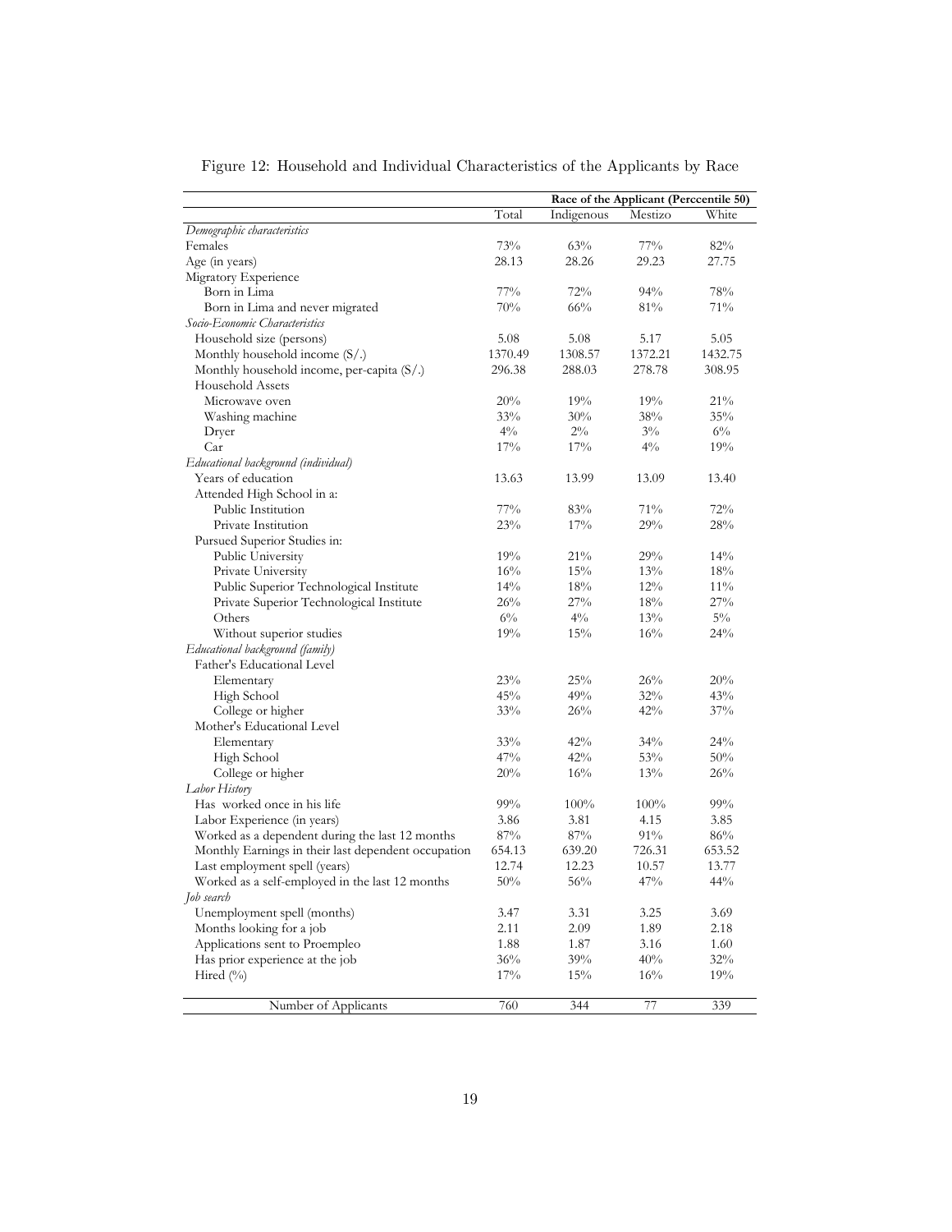Figure 12: Household and Individual Characteristics of the Applicants by Race

| | | Race of the Applicant (Perccentile 50) | | |
|---|---|---|---|---|
| | Total | Indigenous | Mestizo | White |
| *Demographic characteristics* | | | | |
| Females | 73% | 63% | 77% | 82% |
| Age (in years) | 28.13 | 28.26 | 29.23 | 27.75 |
| Migratory Experience | | | | |
| Born in Lima | 77% | 72% | 94% | 78% |
| Born in Lima and never migrated | 70% | 66% | 81% | 71% |
| *Socio-Economic Characteristics* | | | | |
| Household size (persons) | 5.08 | 5.08 | 5.17 | 5.05 |
| Monthly household income (S/.) | 1370.49 | 1308.57 | 1372.21 | 1432.75 |
| Monthly household income, per-capita (S/.) | 296.38 | 288.03 | 278.78 | 308.95 |
| Household Assets | | | | |
| Microwave oven | 20% | 19% | 19% | 21% |
| Washing machine | 33% | 30% | 38% | 35% |
| Dryer | 4% | 2% | 3% | 6% |
| Car | 17% | 17% | 4% | 19% |
| *Educational background (individual)* | | | | |
| Years of education | 13.63 | 13.99 | 13.09 | 13.40 |
| Attended High School in a: | | | | |
| Public Institution | 77% | 83% | 71% | 72% |
| Private Institution | 23% | 17% | 29% | 28% |
| Pursued Superior Studies in: | | | | |
| Public University | 19% | 21% | 29% | 14% |
| Private University | 16% | 15% | 13% | 18% |
| Public Superior Technological Institute | 14% | 18% | 12% | 11% |
| Private Superior Technological Institute | 26% | 27% | 18% | 27% |
| Others | 6% | 4% | 13% | 5% |
| Without superior studies | 19% | 15% | 16% | 24% |
| *Educational background (family)* | | | | |
| Father's Educational Level | | | | |
| Elementary | 23% | 25% | 26% | 20% |
| High School | 45% | 49% | 32% | 43% |
| College or higher | 33% | 26% | 42% | 37% |
| Mother's Educational Level | | | | |
| Elementary | 33% | 42% | 34% | 24% |
| High School | 47% | 42% | 53% | 50% |
| College or higher | 20% | 16% | 13% | 26% |
| *Labor History* | | | | |
| Has worked once in his life | 99% | 100% | 100% | 99% |
| Labor Experience (in years) | 3.86 | 3.81 | 4.15 | 3.85 |
| Worked as a dependent during the last 12 months | 87% | 87% | 91% | 86% |
| Monthly Earnings in their last dependent occupation | 654.13 | 639.20 | 726.31 | 653.52 |
| Last employment spell (years) | 12.74 | 12.23 | 10.57 | 13.77 |
| Worked as a self-employed in the last 12 months | 50% | 56% | 47% | 44% |
| *Job search* | | | | |
| Unemployment spell (months) | 3.47 | 3.31 | 3.25 | 3.69 |
| Months looking for a job | 2.11 | 2.09 | 1.89 | 2.18 |
| Applications sent to Proempleo | 1.88 | 1.87 | 3.16 | 1.60 |
| Has prior experience at the job | 36% | 39% | 40% | 32% |
| Hired (%) | 17% | 15% | 16% | 19% |
| Number of Applicants | 760 | 344 | 77 | 339 |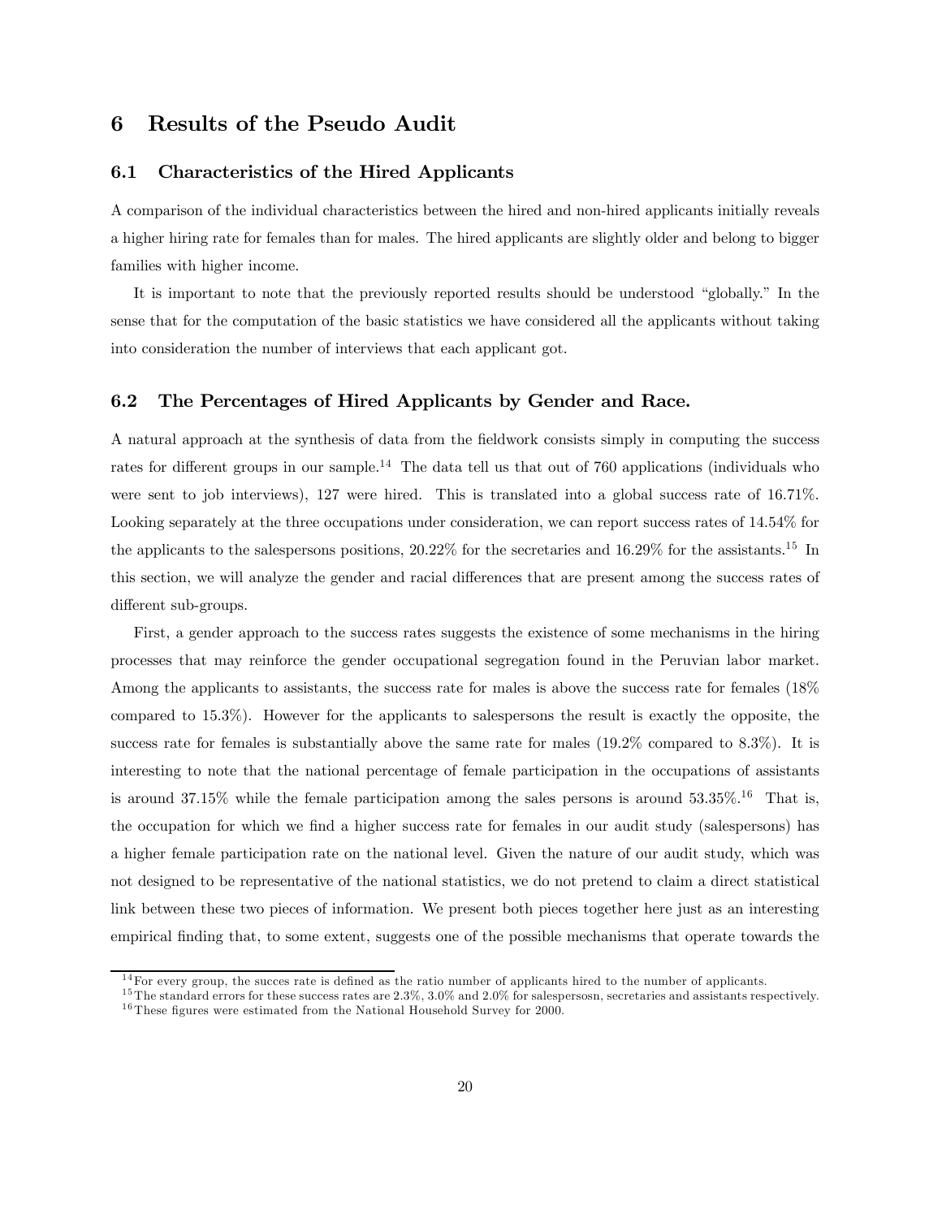## 6 Results of the Pseudo Audit

### 6.1 Characteristics of the Hired Applicants

A comparison of the individual characteristics between the hired and non-hired applicants initially reveals a higher hiring rate for females than for males. The hired applicants are slightly older and belong to bigger families with higher income.

It is important to note that the previously reported results should be understood "globally." In the sense that for the computation of the basic statistics we have considered all the applicants without taking into consideration the number of interviews that each applicant got.

### 6.2 The Percentages of Hired Applicants by Gender and Race.

A natural approach at the synthesis of data from the fieldwork consists simply in computing the success rates for different groups in our sample.[14] The data tell us that out of 760 applications (individuals who were sent to job interviews), 127 were hired. This is translated into a global success rate of 16.71%. Looking separately at the three occupations under consideration, we can report success rates of 14.54% for the applicants to the salespersons positions, 20.22% for the secretaries and 16.29% for the assistants.[15] In this section, we will analyze the gender and racial differences that are present among the success rates of different sub-groups.

First, a gender approach to the success rates suggests the existence of some mechanisms in the hiring processes that may reinforce the gender occupational segregation found in the Peruvian labor market. Among the applicants to assistants, the success rate for males is above the success rate for females (18% compared to 15.3%). However for the applicants to salespersons the result is exactly the opposite, the success rate for females is substantially above the same rate for males (19.2% compared to 8.3%). It is interesting to note that the national percentage of female participation in the occupations of assistants is around 37.15% while the female participation among the sales persons is around 53.35%.[16] That is, the occupation for which we find a higher success rate for females in our audit study (salespersons) has a higher female participation rate on the national level. Given the nature of our audit study, which was not designed to be representative of the national statistics, we do not pretend to claim a direct statistical link between these two pieces of information. We present both pieces together here just as an interesting empirical finding that, to some extent, suggests one of the possible mechanisms that operate towards the

[14] For every group, the succes rate is defined as the ratio number of applicants hired to the number of applicants.

[15] The standard errors for these success rates are 2.3%, 3.0% and 2.0% for salespersosn, secretaries and assistants respectively.

[16] These figures were estimated from the National Household Survey for 2000.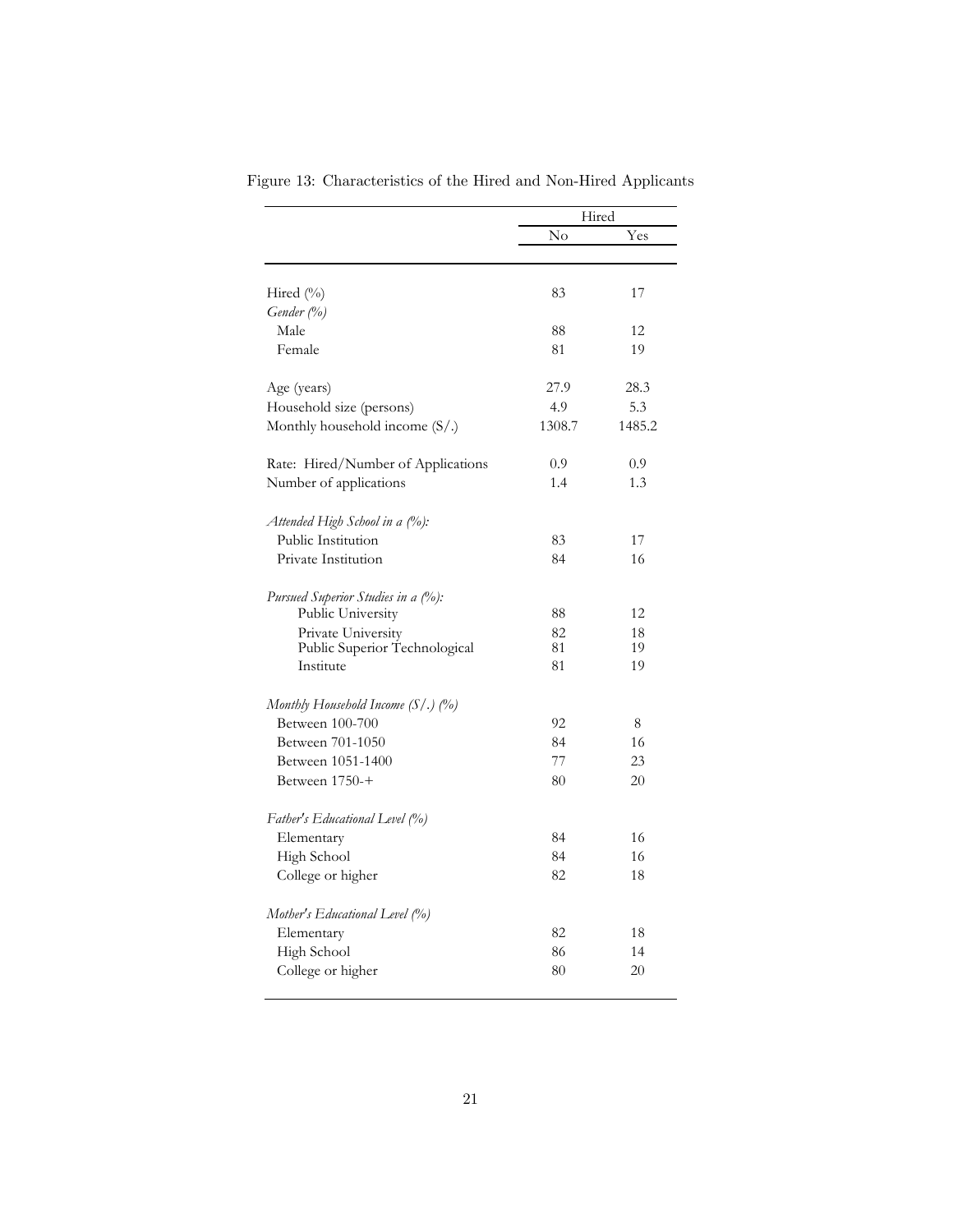Figure 13: Characteristics of the Hired and Non-Hired Applicants

| | Hired | |
|---|---|---|
| | No | Yes |
| Hired (%) | 83 | 17 |
| *Gender (%)* | | |
| Male | 88 | 12 |
| Female | 81 | 19 |
| Age (years) | 27.9 | 28.3 |
| Household size (persons) | 4.9 | 5.3 |
| Monthly household income (S/.) | 1308.7 | 1485.2 |
| Rate: Hired/Number of Applications | 0.9 | 0.9 |
| Number of applications | 1.4 | 1.3 |
| *Attended High School in a (%):* | | |
| Public Institution | 83 | 17 |
| Private Institution | 84 | 16 |
| *Pursued Superior Studies in a (%):* | | |
| Public University | 88 | 12 |
| Private University | 82 | 18 |
| Public Superior Technological | 81 | 19 |
| Institute | 81 | 19 |
| *Monthly Household Income (S/.) (%)* | | |
| Between 100-700 | 92 | 8 |
| Between 701-1050 | 84 | 16 |
| Between 1051-1400 | 77 | 23 |
| Between 1750-+ | 80 | 20 |
| *Father's Educational Level (%)* | | |
| Elementary | 84 | 16 |
| High School | 84 | 16 |
| College or higher | 82 | 18 |
| *Mother's Educational Level (%)* | | |
| Elementary | 82 | 18 |
| High School | 86 | 14 |
| College or higher | 80 | 20 |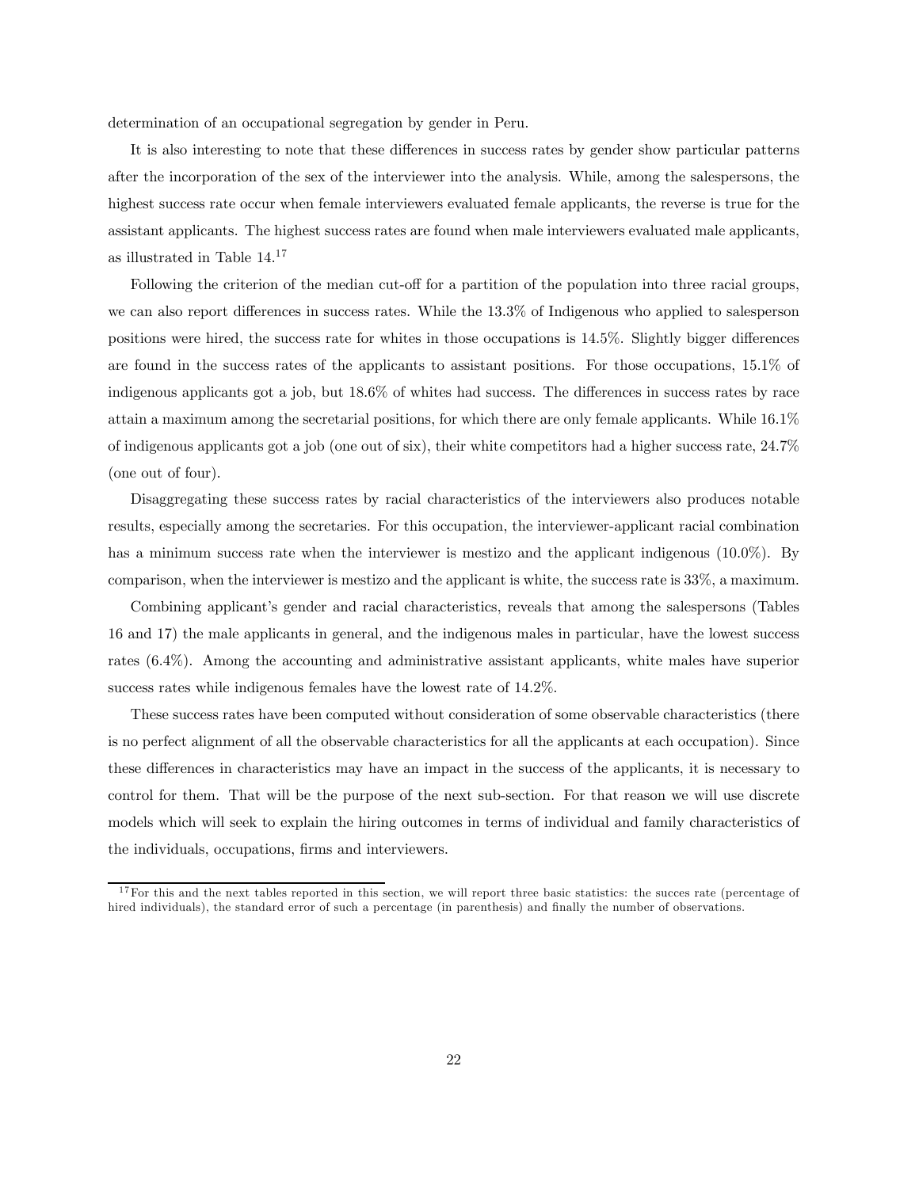determination of an occupational segregation by gender in Peru.

It is also interesting to note that these differences in success rates by gender show particular patterns after the incorporation of the sex of the interviewer into the analysis. While, among the salespersons, the highest success rate occur when female interviewers evaluated female applicants, the reverse is true for the assistant applicants. The highest success rates are found when male interviewers evaluated male applicants, as illustrated in Table 14.[17]

Following the criterion of the median cut-off for a partition of the population into three racial groups, we can also report differences in success rates. While the 13.3% of Indigenous who applied to salesperson positions were hired, the success rate for whites in those occupations is 14.5%. Slightly bigger differences are found in the success rates of the applicants to assistant positions. For those occupations, 15.1% of indigenous applicants got a job, but 18.6% of whites had success. The differences in success rates by race attain a maximum among the secretarial positions, for which there are only female applicants. While 16.1% of indigenous applicants got a job (one out of six), their white competitors had a higher success rate, 24.7% (one out of four).

Disaggregating these success rates by racial characteristics of the interviewers also produces notable results, especially among the secretaries. For this occupation, the interviewer-applicant racial combination has a minimum success rate when the interviewer is mestizo and the applicant indigenous (10.0%). By comparison, when the interviewer is mestizo and the applicant is white, the success rate is 33%, a maximum.

Combining applicant's gender and racial characteristics, reveals that among the salespersons (Tables 16 and 17) the male applicants in general, and the indigenous males in particular, have the lowest success rates (6.4%). Among the accounting and administrative assistant applicants, white males have superior success rates while indigenous females have the lowest rate of 14.2%.

These success rates have been computed without consideration of some observable characteristics (there is no perfect alignment of all the observable characteristics for all the applicants at each occupation). Since these differences in characteristics may have an impact in the success of the applicants, it is necessary to control for them. That will be the purpose of the next sub-section. For that reason we will use discrete models which will seek to explain the hiring outcomes in terms of individual and family characteristics of the individuals, occupations, firms and interviewers.

[17] For this and the next tables reported in this section, we will report three basic statistics: the succes rate (percentage of hired individuals), the standard error of such a percentage (in parenthesis) and finally the number of observations.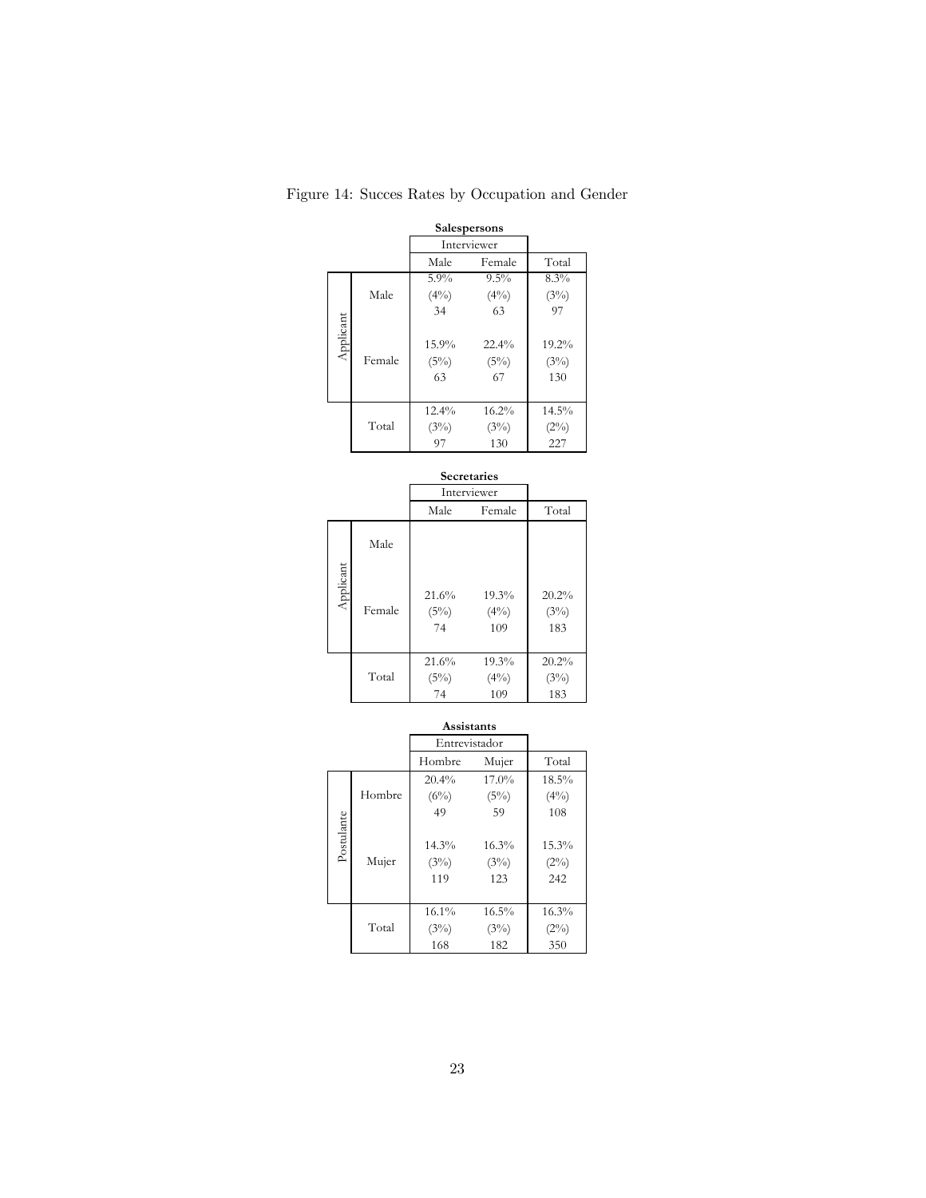Figure 14: Succes Rates by Occupation and Gender

**Salespersons**

| | | Interviewer | | |
|---|---|---|---|---|
| | | Male | Female | Total |
| Applicant | Male | 5.9%<br>(4%)<br>34 | 9.5%<br>(4%)<br>63 | 8.3%<br>(3%)<br>97 |
| | Female | 15.9%<br>(5%)<br>63 | 22.4%<br>(5%)<br>67 | 19.2%<br>(3%)<br>130 |
| | Total | 12.4%<br>(3%)<br>97 | 16.2%<br>(3%)<br>130 | 14.5%<br>(2%)<br>227 |

**Secretaries**

| | | Interviewer | | |
|---|---|---|---|---|
| | | Male | Female | Total |
| Applicant | Male | | | |
| | Female | 21.6%<br>(5%)<br>74 | 19.3%<br>(4%)<br>109 | 20.2%<br>(3%)<br>183 |
| | Total | 21.6%<br>(5%)<br>74 | 19.3%<br>(4%)<br>109 | 20.2%<br>(3%)<br>183 |

**Assistants**

| | | Entrevistador | | |
|---|---|---|---|---|
| | | Hombre | Mujer | Total |
| Postulante | Hombre | 20.4%<br>(6%)<br>49 | 17.0%<br>(5%)<br>59 | 18.5%<br>(4%)<br>108 |
| | Mujer | 14.3%<br>(3%)<br>119 | 16.3%<br>(3%)<br>123 | 15.3%<br>(2%)<br>242 |
| | Total | 16.1%<br>(3%)<br>168 | 16.5%<br>(3%)<br>182 | 16.3%<br>(2%)<br>350 |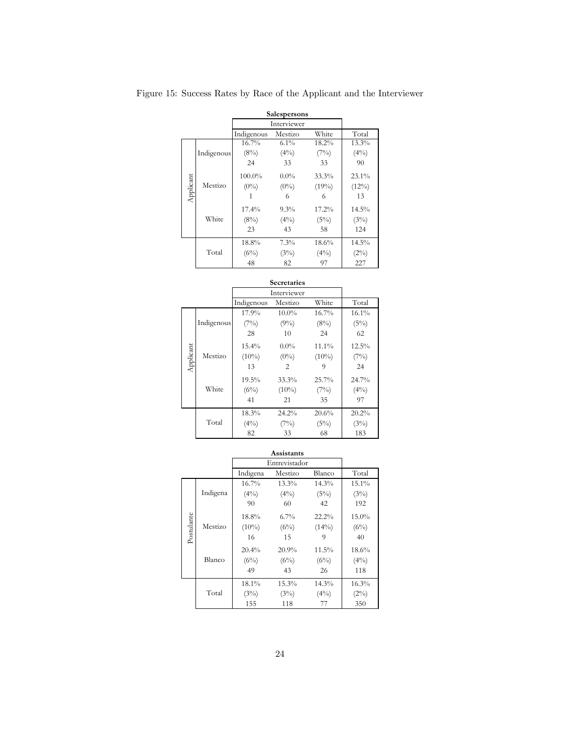Figure 15: Success Rates by Race of the Applicant and the Interviewer

**Salespersons**

| | | Interviewer | | | |
|---|---|---|---|---|---|
| | | Indigenous | Mestizo | White | Total |
| Applicant | Indigenous | 16.7% | 6.1% | 18.2% | 13.3% |
| | | (8%) | (4%) | (7%) | (4%) |
| | | 24 | 33 | 33 | 90 |
| | Mestizo | 100.0% | 0.0% | 33.3% | 23.1% |
| | | (0%) | (0%) | (19%) | (12%) |
| | | 1 | 6 | 6 | 13 |
| | White | 17.4% | 9.3% | 17.2% | 14.5% |
| | | (8%) | (4%) | (5%) | (3%) |
| | | 23 | 43 | 58 | 124 |
| | Total | 18.8% | 7.3% | 18.6% | 14.5% |
| | | (6%) | (3%) | (4%) | (2%) |
| | | 48 | 82 | 97 | 227 |

**Secretaries**

| | | Interviewer | | | |
|---|---|---|---|---|---|
| | | Indigenous | Mestizo | White | Total |
| Applicant | Indigenous | 17.9% | 10.0% | 16.7% | 16.1% |
| | | (7%) | (9%) | (8%) | (5%) |
| | | 28 | 10 | 24 | 62 |
| | Mestizo | 15.4% | 0.0% | 11.1% | 12.5% |
| | | (10%) | (0%) | (10%) | (7%) |
| | | 13 | 2 | 9 | 24 |
| | White | 19.5% | 33.3% | 25.7% | 24.7% |
| | | (6%) | (10%) | (7%) | (4%) |
| | | 41 | 21 | 35 | 97 |
| | Total | 18.3% | 24.2% | 20.6% | 20.2% |
| | | (4%) | (7%) | (5%) | (3%) |
| | | 82 | 33 | 68 | 183 |

**Assistants**

| | | Entrevistador | | | |
|---|---|---|---|---|---|
| | | Indigena | Mestizo | Blanco | Total |
| Postulante | Indigena | 16.7% | 13.3% | 14.3% | 15.1% |
| | | (4%) | (4%) | (5%) | (3%) |
| | | 90 | 60 | 42 | 192 |
| | Mestizo | 18.8% | 6.7% | 22.2% | 15.0% |
| | | (10%) | (6%) | (14%) | (6%) |
| | | 16 | 15 | 9 | 40 |
| | Blanco | 20.4% | 20.9% | 11.5% | 18.6% |
| | | (6%) | (6%) | (6%) | (4%) |
| | | 49 | 43 | 26 | 118 |
| | Total | 18.1% | 15.3% | 14.3% | 16.3% |
| | | (3%) | (3%) | (4%) | (2%) |
| | | 155 | 118 | 77 | 350 |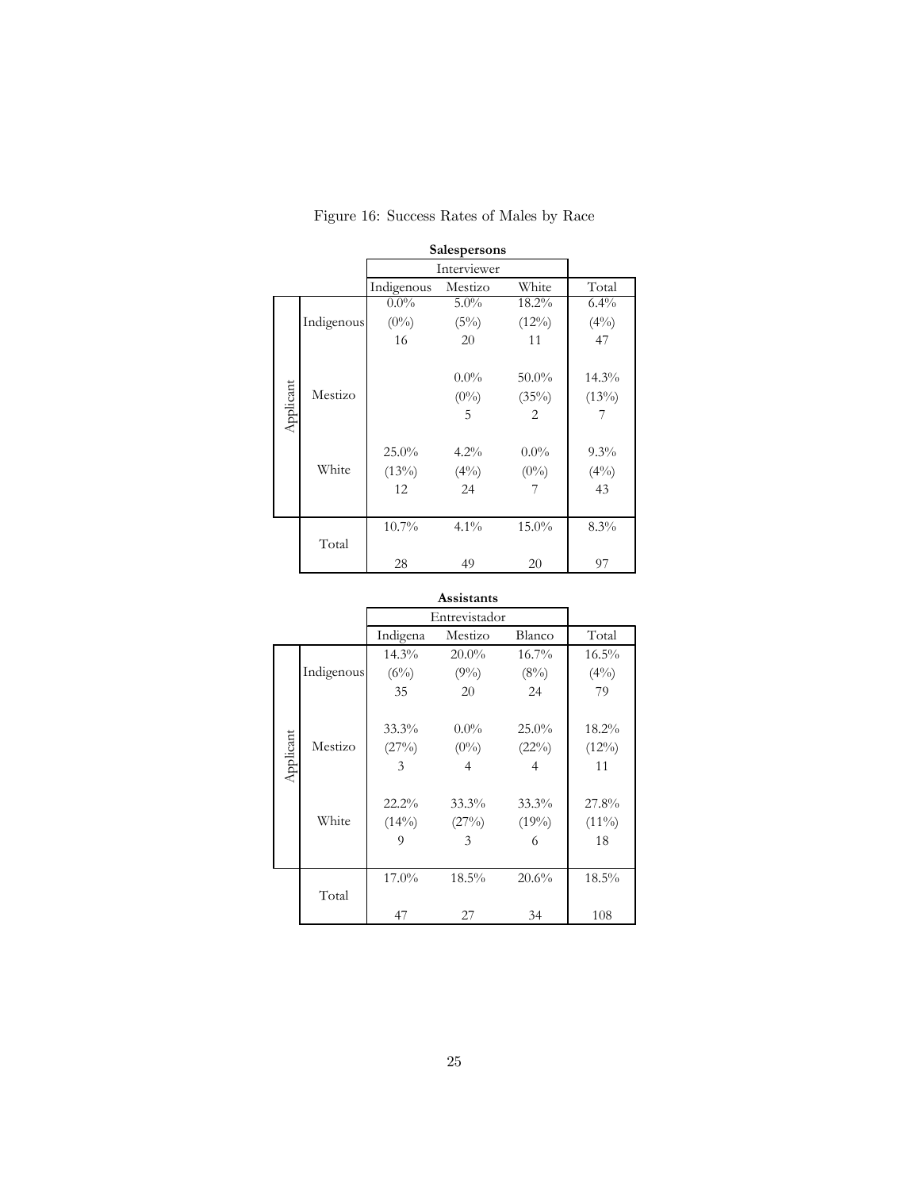Figure 16: Success Rates of Males by Race

**Salespersons**

| | | Interviewer | | | |
|---|---|---|---|---|---|
| | | Indigenous | Mestizo | White | Total |
| Applicant | Indigenous | 0.0% (0%) 16 | 5.0% (5%) 20 | 18.2% (12%) 11 | 6.4% (4%) 47 |
| | Mestizo | | 0.0% (0%) 5 | 50.0% (35%) 2 | 14.3% (13%) 7 |
| | White | 25.0% (13%) 12 | 4.2% (4%) 24 | 0.0% (0%) 7 | 9.3% (4%) 43 |
| | Total | 10.7% 28 | 4.1% 49 | 15.0% 20 | 8.3% 97 |

**Assistants**

| | | Entrevistador | | | |
|---|---|---|---|---|---|
| | | Indigena | Mestizo | Blanco | Total |
| Applicant | Indigenous | 14.3% (6%) 35 | 20.0% (9%) 20 | 16.7% (8%) 24 | 16.5% (4%) 79 |
| | Mestizo | 33.3% (27%) 3 | 0.0% (0%) 4 | 25.0% (22%) 4 | 18.2% (12%) 11 |
| | White | 22.2% (14%) 9 | 33.3% (27%) 3 | 33.3% (19%) 6 | 27.8% (11%) 18 |
| | Total | 17.0% 47 | 18.5% 27 | 20.6% 34 | 18.5% 108 |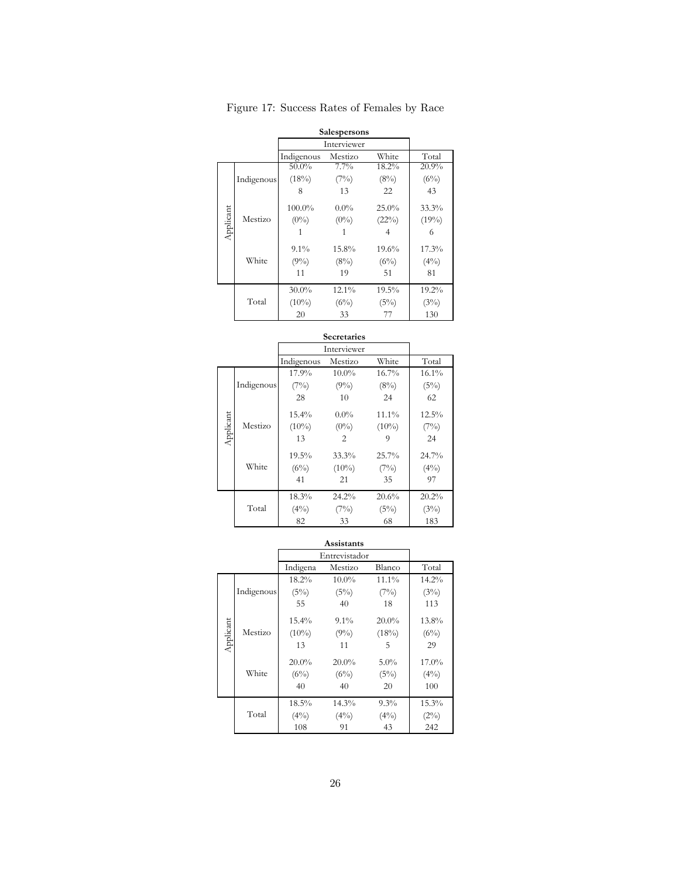Figure 17: Success Rates of Females by Race

**Salespersons**

| | | Interviewer | | | |
|---|---|---|---|---|---|
| | | Indigenous | Mestizo | White | Total |
| Applicant | Indigenous | 50.0% (18%) 8 | 7.7% (7%) 13 | 18.2% (8%) 22 | 20.9% (6%) 43 |
| | Mestizo | 100.0% (0%) 1 | 0.0% (0%) 1 | 25.0% (22%) 4 | 33.3% (19%) 6 |
| | White | 9.1% (9%) 11 | 15.8% (8%) 19 | 19.6% (6%) 51 | 17.3% (4%) 81 |
| | Total | 30.0% (10%) 20 | 12.1% (6%) 33 | 19.5% (5%) 77 | 19.2% (3%) 130 |

**Secretaries**

| | | Interviewer | | | |
|---|---|---|---|---|---|
| | | Indigenous | Mestizo | White | Total |
| Applicant | Indigenous | 17.9% (7%) 28 | 10.0% (9%) 10 | 16.7% (8%) 24 | 16.1% (5%) 62 |
| | Mestizo | 15.4% (10%) 13 | 0.0% (0%) 2 | 11.1% (10%) 9 | 12.5% (7%) 24 |
| | White | 19.5% (6%) 41 | 33.3% (10%) 21 | 25.7% (7%) 35 | 24.7% (4%) 97 |
| | Total | 18.3% (4%) 82 | 24.2% (7%) 33 | 20.6% (5%) 68 | 20.2% (3%) 183 |

**Assistants**

| | | Entrevistador | | | |
|---|---|---|---|---|---|
| | | Indigena | Mestizo | Blanco | Total |
| Applicant | Indigenous | 18.2% (5%) 55 | 10.0% (5%) 40 | 11.1% (7%) 18 | 14.2% (3%) 113 |
| | Mestizo | 15.4% (10%) 13 | 9.1% (9%) 11 | 20.0% (18%) 5 | 13.8% (6%) 29 |
| | White | 20.0% (6%) 40 | 20.0% (6%) 40 | 5.0% (5%) 20 | 17.0% (4%) 100 |
| | Total | 18.5% (4%) 108 | 14.3% (4%) 91 | 9.3% (4%) 43 | 15.3% (2%) 242 |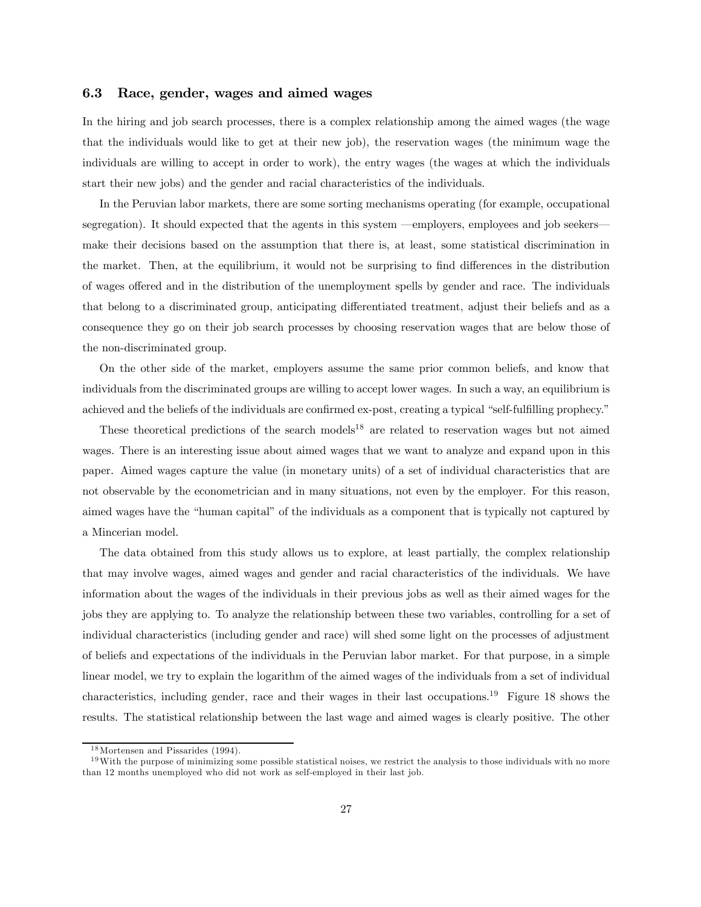### 6.3 Race, gender, wages and aimed wages

In the hiring and job search processes, there is a complex relationship among the aimed wages (the wage that the individuals would like to get at their new job), the reservation wages (the minimum wage the individuals are willing to accept in order to work), the entry wages (the wages at which the individuals start their new jobs) and the gender and racial characteristics of the individuals.

In the Peruvian labor markets, there are some sorting mechanisms operating (for example, occupational segregation). It should expected that the agents in this system —employers, employees and job seekers— make their decisions based on the assumption that there is, at least, some statistical discrimination in the market. Then, at the equilibrium, it would not be surprising to find differences in the distribution of wages offered and in the distribution of the unemployment spells by gender and race. The individuals that belong to a discriminated group, anticipating differentiated treatment, adjust their beliefs and as a consequence they go on their job search processes by choosing reservation wages that are below those of the non-discriminated group.

On the other side of the market, employers assume the same prior common beliefs, and know that individuals from the discriminated groups are willing to accept lower wages. In such a way, an equilibrium is achieved and the beliefs of the individuals are confirmed ex-post, creating a typical "self-fulfilling prophecy."

These theoretical predictions of the search models[18] are related to reservation wages but not aimed wages. There is an interesting issue about aimed wages that we want to analyze and expand upon in this paper. Aimed wages capture the value (in monetary units) of a set of individual characteristics that are not observable by the econometrician and in many situations, not even by the employer. For this reason, aimed wages have the "human capital" of the individuals as a component that is typically not captured by a Mincerian model.

The data obtained from this study allows us to explore, at least partially, the complex relationship that may involve wages, aimed wages and gender and racial characteristics of the individuals. We have information about the wages of the individuals in their previous jobs as well as their aimed wages for the jobs they are applying to. To analyze the relationship between these two variables, controlling for a set of individual characteristics (including gender and race) will shed some light on the processes of adjustment of beliefs and expectations of the individuals in the Peruvian labor market. For that purpose, in a simple linear model, we try to explain the logarithm of the aimed wages of the individuals from a set of individual characteristics, including gender, race and their wages in their last occupations.[19] Figure 18 shows the results. The statistical relationship between the last wage and aimed wages is clearly positive. The other

[18] Mortensen and Pissarides (1994).

[19] With the purpose of minimizing some possible statistical noises, we restrict the analysis to those individuals with no more than 12 months unemployed who did not work as self-employed in their last job.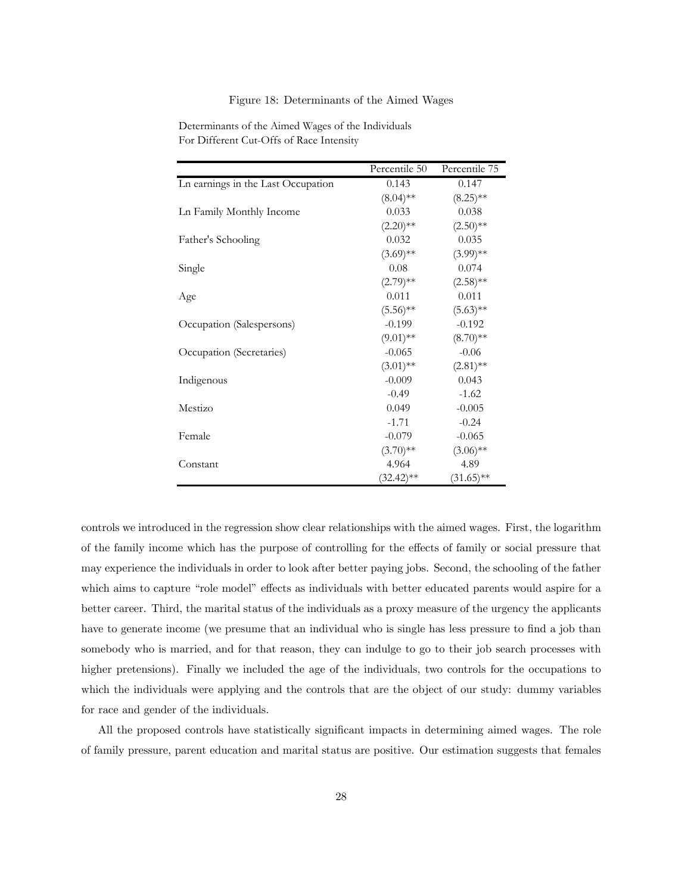Figure 18: Determinants of the Aimed Wages

Determinants of the Aimed Wages of the Individuals
For Different Cut-Offs of Race Intensity

| | Percentile 50 | Percentile 75 |
|---|---|---|
| Ln earnings in the Last Occupation | 0.143 | 0.147 |
| | (8.04)** | (8.25)** |
| Ln Family Monthly Income | 0.033 | 0.038 |
| | (2.20)** | (2.50)** |
| Father's Schooling | 0.032 | 0.035 |
| | (3.69)** | (3.99)** |
| Single | 0.08 | 0.074 |
| | (2.79)** | (2.58)** |
| Age | 0.011 | 0.011 |
| | (5.56)** | (5.63)** |
| Occupation (Salespersons) | -0.199 | -0.192 |
| | (9.01)** | (8.70)** |
| Occupation (Secretaries) | -0.065 | -0.06 |
| | (3.01)** | (2.81)** |
| Indigenous | -0.009 | 0.043 |
| | -0.49 | -1.62 |
| Mestizo | 0.049 | -0.005 |
| | -1.71 | -0.24 |
| Female | -0.079 | -0.065 |
| | (3.70)** | (3.06)** |
| Constant | 4.964 | 4.89 |
| | (32.42)** | (31.65)** |

controls we introduced in the regression show clear relationships with the aimed wages. First, the logarithm of the family income which has the purpose of controlling for the effects of family or social pressure that may experience the individuals in order to look after better paying jobs. Second, the schooling of the father which aims to capture "role model" effects as individuals with better educated parents would aspire for a better career. Third, the marital status of the individuals as a proxy measure of the urgency the applicants have to generate income (we presume that an individual who is single has less pressure to find a job than somebody who is married, and for that reason, they can indulge to go to their job search processes with higher pretensions). Finally we included the age of the individuals, two controls for the occupations to which the individuals were applying and the controls that are the object of our study: dummy variables for race and gender of the individuals.

All the proposed controls have statistically significant impacts in determining aimed wages. The role of family pressure, parent education and marital status are positive. Our estimation suggests that females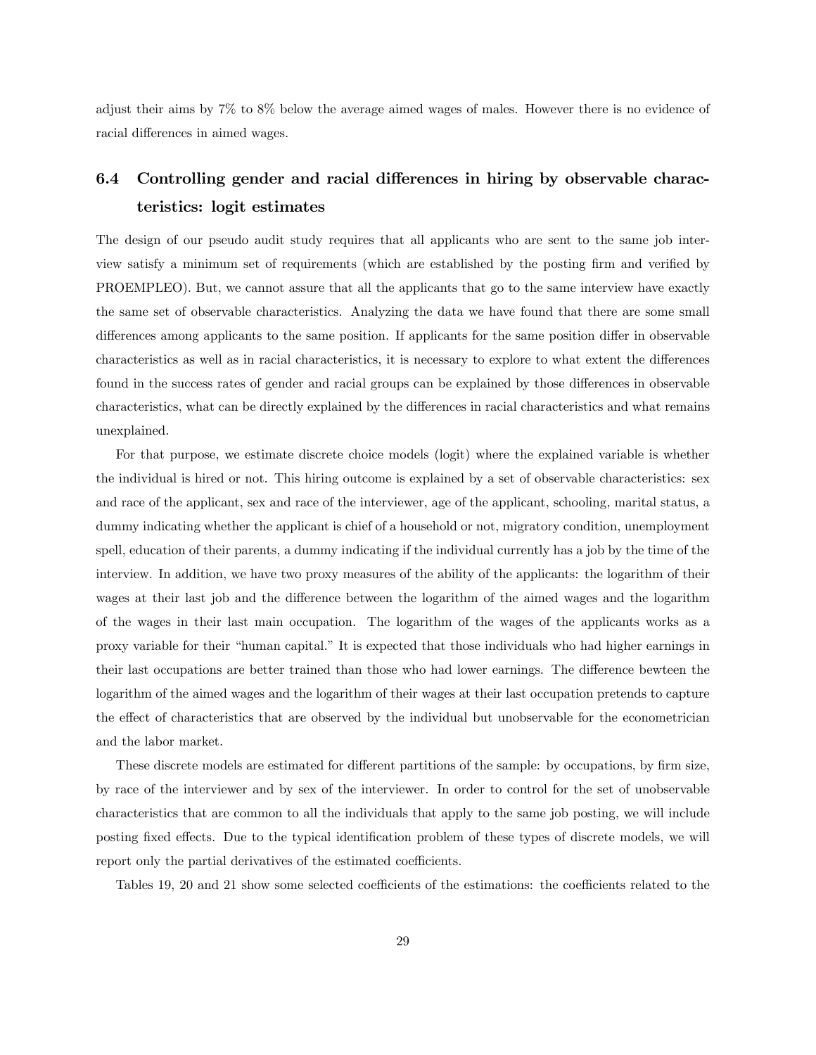adjust their aims by 7% to 8% below the average aimed wages of males. However there is no evidence of racial differences in aimed wages.

## 6.4 Controlling gender and racial differences in hiring by observable characteristics: logit estimates

The design of our pseudo audit study requires that all applicants who are sent to the same job interview satisfy a minimum set of requirements (which are established by the posting firm and verified by PROEMPLEO). But, we cannot assure that all the applicants that go to the same interview have exactly the same set of observable characteristics. Analyzing the data we have found that there are some small differences among applicants to the same position. If applicants for the same position differ in observable characteristics as well as in racial characteristics, it is necessary to explore to what extent the differences found in the success rates of gender and racial groups can be explained by those differences in observable characteristics, what can be directly explained by the differences in racial characteristics and what remains unexplained.

For that purpose, we estimate discrete choice models (logit) where the explained variable is whether the individual is hired or not. This hiring outcome is explained by a set of observable characteristics: sex and race of the applicant, sex and race of the interviewer, age of the applicant, schooling, marital status, a dummy indicating whether the applicant is chief of a household or not, migratory condition, unemployment spell, education of their parents, a dummy indicating if the individual currently has a job by the time of the interview. In addition, we have two proxy measures of the ability of the applicants: the logarithm of their wages at their last job and the difference between the logarithm of the aimed wages and the logarithm of the wages in their last main occupation. The logarithm of the wages of the applicants works as a proxy variable for their "human capital." It is expected that those individuals who had higher earnings in their last occupations are better trained than those who had lower earnings. The difference bewteen the logarithm of the aimed wages and the logarithm of their wages at their last occupation pretends to capture the effect of characteristics that are observed by the individual but unobservable for the econometrician and the labor market.

These discrete models are estimated for different partitions of the sample: by occupations, by firm size, by race of the interviewer and by sex of the interviewer. In order to control for the set of unobservable characteristics that are common to all the individuals that apply to the same job posting, we will include posting fixed effects. Due to the typical identification problem of these types of discrete models, we will report only the partial derivatives of the estimated coefficients.

Tables 19, 20 and 21 show some selected coefficients of the estimations: the coefficients related to the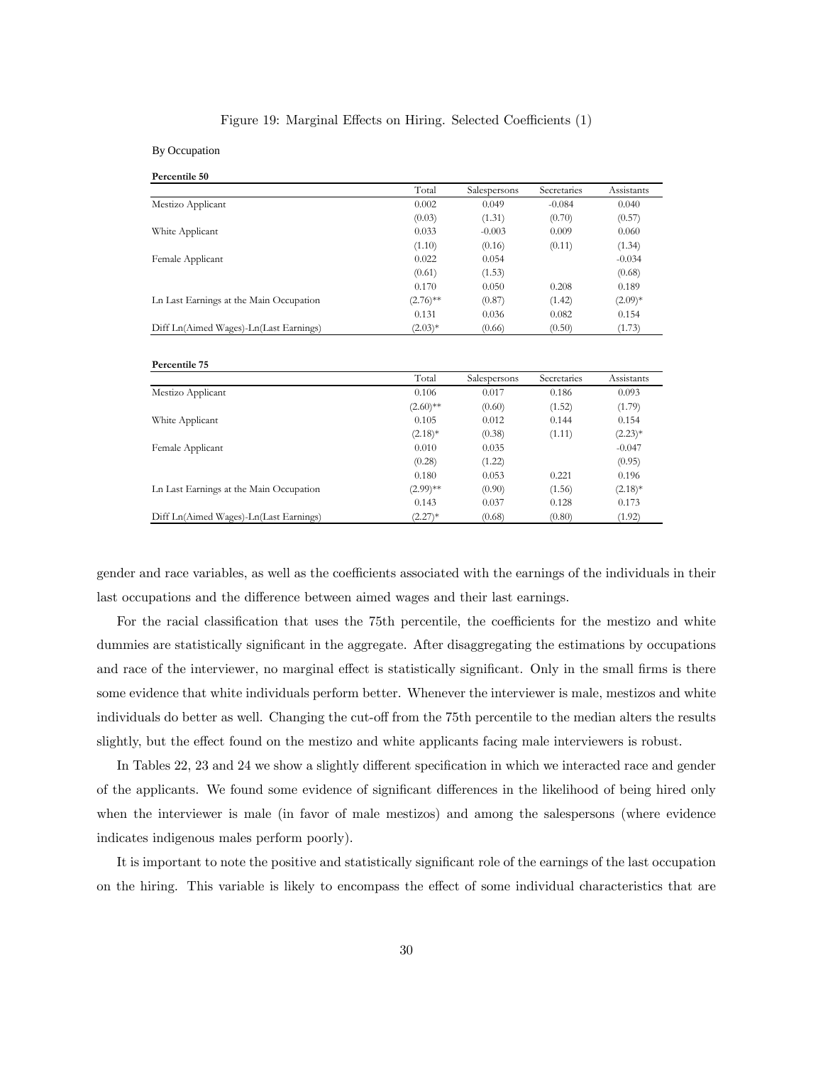Figure 19: Marginal Effects on Hiring. Selected Coefficients (1)

By Occupation

**Percentile 50**

| | Total | Salespersons | Secretaries | Assistants |
|---|---|---|---|---|
| Mestizo Applicant | 0.002 | 0.049 | -0.084 | 0.040 |
| | (0.03) | (1.31) | (0.70) | (0.57) |
| White Applicant | 0.033 | -0.003 | 0.009 | 0.060 |
| | (1.10) | (0.16) | (0.11) | (1.34) |
| Female Applicant | 0.022 | 0.054 | | -0.034 |
| | (0.61) | (1.53) | | (0.68) |
| | 0.170 | 0.050 | 0.208 | 0.189 |
| Ln Last Earnings at the Main Occupation | (2.76)** | (0.87) | (1.42) | (2.09)* |
| | 0.131 | 0.036 | 0.082 | 0.154 |
| Diff Ln(Aimed Wages)-Ln(Last Earnings) | (2.03)* | (0.66) | (0.50) | (1.73) |

**Percentile 75**

| | Total | Salespersons | Secretaries | Assistants |
|---|---|---|---|---|
| Mestizo Applicant | 0.106 | 0.017 | 0.186 | 0.093 |
| | (2.60)** | (0.60) | (1.52) | (1.79) |
| White Applicant | 0.105 | 0.012 | 0.144 | 0.154 |
| | (2.18)* | (0.38) | (1.11) | (2.23)* |
| Female Applicant | 0.010 | 0.035 | | -0.047 |
| | (0.28) | (1.22) | | (0.95) |
| | 0.180 | 0.053 | 0.221 | 0.196 |
| Ln Last Earnings at the Main Occupation | (2.99)** | (0.90) | (1.56) | (2.18)* |
| | 0.143 | 0.037 | 0.128 | 0.173 |
| Diff Ln(Aimed Wages)-Ln(Last Earnings) | (2.27)* | (0.68) | (0.80) | (1.92) |

gender and race variables, as well as the coefficients associated with the earnings of the individuals in their last occupations and the difference between aimed wages and their last earnings.

For the racial classification that uses the 75th percentile, the coefficients for the mestizo and white dummies are statistically significant in the aggregate. After disaggregating the estimations by occupations and race of the interviewer, no marginal effect is statistically significant. Only in the small firms is there some evidence that white individuals perform better. Whenever the interviewer is male, mestizos and white individuals do better as well. Changing the cut-off from the 75th percentile to the median alters the results slightly, but the effect found on the mestizo and white applicants facing male interviewers is robust.

In Tables 22, 23 and 24 we show a slightly different specification in which we interacted race and gender of the applicants. We found some evidence of significant differences in the likelihood of being hired only when the interviewer is male (in favor of male mestizos) and among the salespersons (where evidence indicates indigenous males perform poorly).

It is important to note the positive and statistically significant role of the earnings of the last occupation on the hiring. This variable is likely to encompass the effect of some individual characteristics that are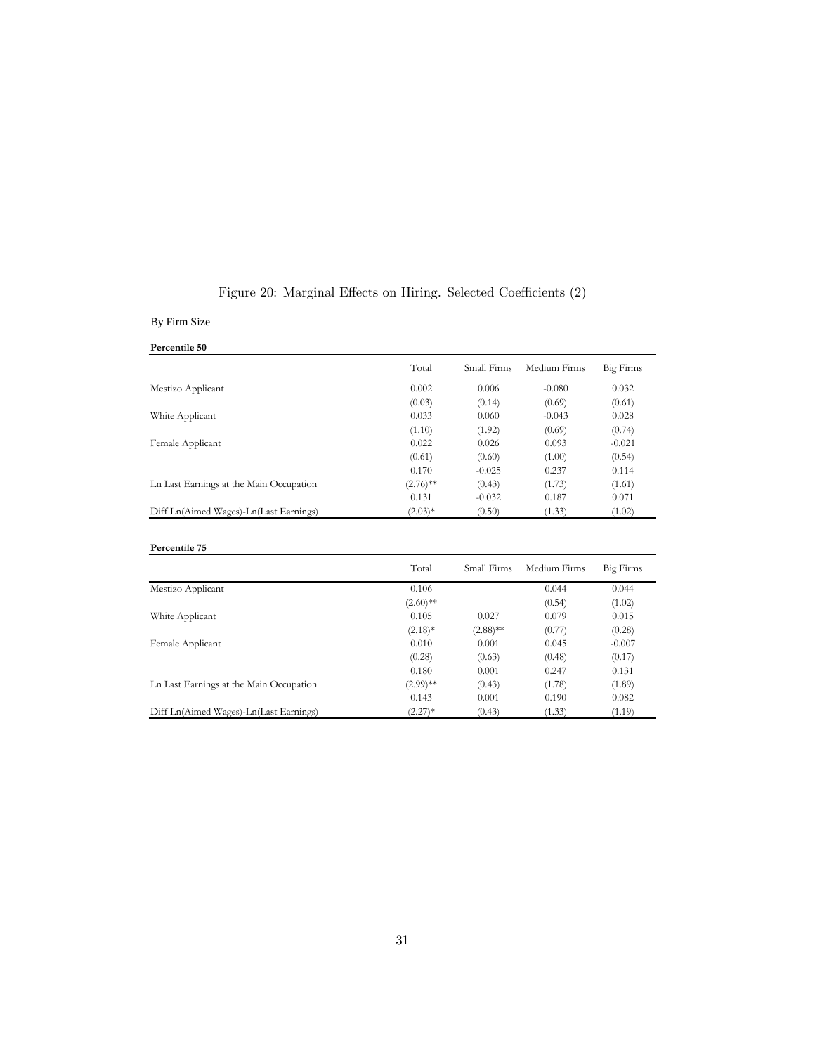Figure 20: Marginal Effects on Hiring. Selected Coefficients (2)

By Firm Size

**Percentile 50**

| | Total | Small Firms | Medium Firms | Big Firms |
|---|---|---|---|---|
| Mestizo Applicant | 0.002 | 0.006 | -0.080 | 0.032 |
| | (0.03) | (0.14) | (0.69) | (0.61) |
| White Applicant | 0.033 | 0.060 | -0.043 | 0.028 |
| | (1.10) | (1.92) | (0.69) | (0.74) |
| Female Applicant | 0.022 | 0.026 | 0.093 | -0.021 |
| | (0.61) | (0.60) | (1.00) | (0.54) |
| | 0.170 | -0.025 | 0.237 | 0.114 |
| Ln Last Earnings at the Main Occupation | (2.76)** | (0.43) | (1.73) | (1.61) |
| | 0.131 | -0.032 | 0.187 | 0.071 |
| Diff Ln(Aimed Wages)-Ln(Last Earnings) | (2.03)* | (0.50) | (1.33) | (1.02) |

**Percentile 75**

| | Total | Small Firms | Medium Firms | Big Firms |
|---|---|---|---|---|
| Mestizo Applicant | 0.106 | | 0.044 | 0.044 |
| | (2.60)** | | (0.54) | (1.02) |
| White Applicant | 0.105 | 0.027 | 0.079 | 0.015 |
| | (2.18)* | (2.88)** | (0.77) | (0.28) |
| Female Applicant | 0.010 | 0.001 | 0.045 | -0.007 |
| | (0.28) | (0.63) | (0.48) | (0.17) |
| | 0.180 | 0.001 | 0.247 | 0.131 |
| Ln Last Earnings at the Main Occupation | (2.99)** | (0.43) | (1.78) | (1.89) |
| | 0.143 | 0.001 | 0.190 | 0.082 |
| Diff Ln(Aimed Wages)-Ln(Last Earnings) | (2.27)* | (0.43) | (1.33) | (1.19) |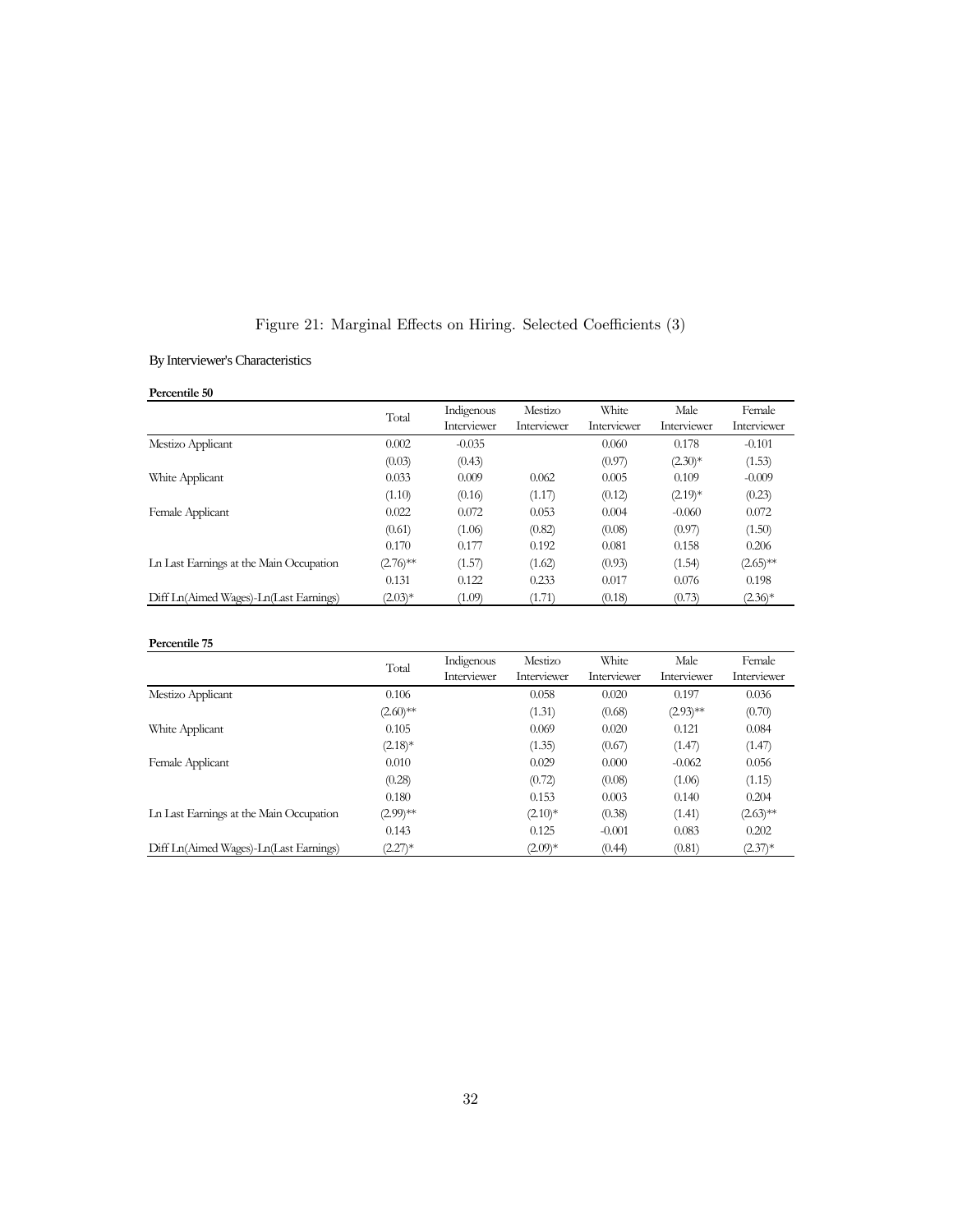Figure 21: Marginal Effects on Hiring. Selected Coefficients (3)

By Interviewer's Characteristics

**Percentile 50**

| | Total | Indigenous Interviewer | Mestizo Interviewer | White Interviewer | Male Interviewer | Female Interviewer |
|---|---|---|---|---|---|---|
| Mestizo Applicant | 0.002 | -0.035 | | 0.060 | 0.178 | -0.101 |
| | (0.03) | (0.43) | | (0.97) | (2.30)* | (1.53) |
| White Applicant | 0.033 | 0.009 | 0.062 | 0.005 | 0.109 | -0.009 |
| | (1.10) | (0.16) | (1.17) | (0.12) | (2.19)* | (0.23) |
| Female Applicant | 0.022 | 0.072 | 0.053 | 0.004 | -0.060 | 0.072 |
| | (0.61) | (1.06) | (0.82) | (0.08) | (0.97) | (1.50) |
| | 0.170 | 0.177 | 0.192 | 0.081 | 0.158 | 0.206 |
| Ln Last Earnings at the Main Occupation | (2.76)** | (1.57) | (1.62) | (0.93) | (1.54) | (2.65)** |
| | 0.131 | 0.122 | 0.233 | 0.017 | 0.076 | 0.198 |
| Diff Ln(Aimed Wages)-Ln(Last Earnings) | (2.03)* | (1.09) | (1.71) | (0.18) | (0.73) | (2.36)* |

**Percentile 75**

| | Total | Indigenous Interviewer | Mestizo Interviewer | White Interviewer | Male Interviewer | Female Interviewer |
|---|---|---|---|---|---|---|
| Mestizo Applicant | 0.106 | | 0.058 | 0.020 | 0.197 | 0.036 |
| | (2.60)** | | (1.31) | (0.68) | (2.93)** | (0.70) |
| White Applicant | 0.105 | | 0.069 | 0.020 | 0.121 | 0.084 |
| | (2.18)* | | (1.35) | (0.67) | (1.47) | (1.47) |
| Female Applicant | 0.010 | | 0.029 | 0.000 | -0.062 | 0.056 |
| | (0.28) | | (0.72) | (0.08) | (1.06) | (1.15) |
| | 0.180 | | 0.153 | 0.003 | 0.140 | 0.204 |
| Ln Last Earnings at the Main Occupation | (2.99)** | | (2.10)* | (0.38) | (1.41) | (2.63)** |
| | 0.143 | | 0.125 | -0.001 | 0.083 | 0.202 |
| Diff Ln(Aimed Wages)-Ln(Last Earnings) | (2.27)* | | (2.09)* | (0.44) | (0.81) | (2.37)* |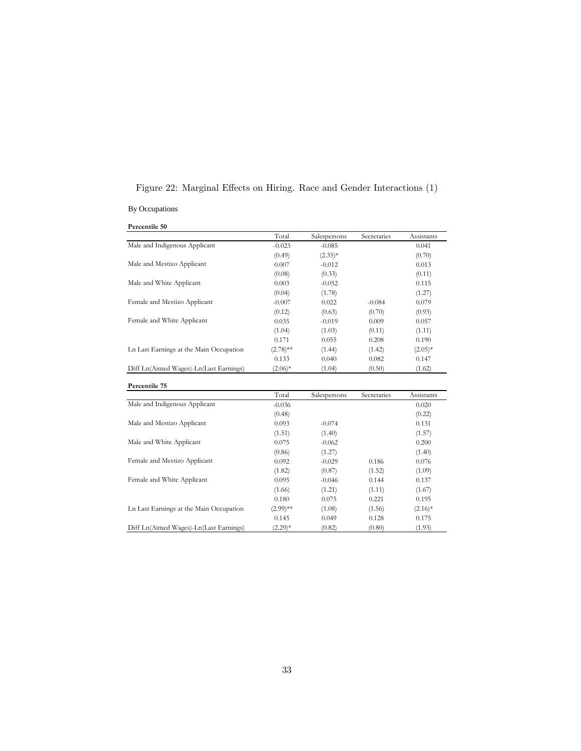Figure 22: Marginal Effects on Hiring. Race and Gender Interactions (1)

By Occupations

**Percentile 50**

| | Total | Salespersons | Secretaries | Assistants |
|---|---|---|---|---|
| Male and Indigenous Applicant | -0.023 | -0.085 | | 0.041 |
| | (0.49) | (2.35)* | | (0.70) |
| Male and Mestizo Applicant | 0.007 | -0.012 | | 0.013 |
| | (0.08) | (0.33) | | (0.11) |
| Male and White Applicant | 0.003 | -0.052 | | 0.115 |
| | (0.04) | (1.78) | | (1.27) |
| Female and Mestizo Applicant | -0.007 | 0.022 | -0.084 | 0.079 |
| | (0.12) | (0.63) | (0.70) | (0.93) |
| Female and White Applicant | 0.035 | -0.019 | 0.009 | 0.057 |
| | (1.04) | (1.03) | (0.11) | (1.11) |
| | 0.171 | 0.055 | 0.208 | 0.190 |
| Ln Last Earnings at the Main Occupation | (2.78)** | (1.44) | (1.42) | (2.05)* |
| | 0.133 | 0.040 | 0.082 | 0.147 |
| Diff Ln(Aimed Wages)-Ln(Last Earnings) | (2.06)* | (1.04) | (0.50) | (1.62) |

**Percentile 75**

| | Total | Salespersons | Secretaries | Assistants |
|---|---|---|---|---|
| Male and Indigenous Applicant | -0.036 | | | 0.020 |
| | (0.48) | | | (0.22) |
| Male and Mestizo Applicant | 0.093 | -0.074 | | 0.131 |
| | (1.51) | (1.40) | | (1.57) |
| Male and White Applicant | 0.075 | -0.062 | | 0.200 |
| | (0.86) | (1.27) | | (1.40) |
| Female and Mestizo Applicant | 0.092 | -0.029 | 0.186 | 0.076 |
| | (1.82) | (0.87) | (1.52) | (1.09) |
| Female and White Applicant | 0.095 | -0.046 | 0.144 | 0.137 |
| | (1.66) | (1.21) | (1.11) | (1.67) |
| | 0.180 | 0.075 | 0.221 | 0.195 |
| Ln Last Earnings at the Main Occupation | (2.99)** | (1.08) | (1.56) | (2.16)* |
| | 0.145 | 0.049 | 0.128 | 0.175 |
| Diff Ln(Aimed Wages)-Ln(Last Earnings) | (2.29)* | (0.82) | (0.80) | (1.93) |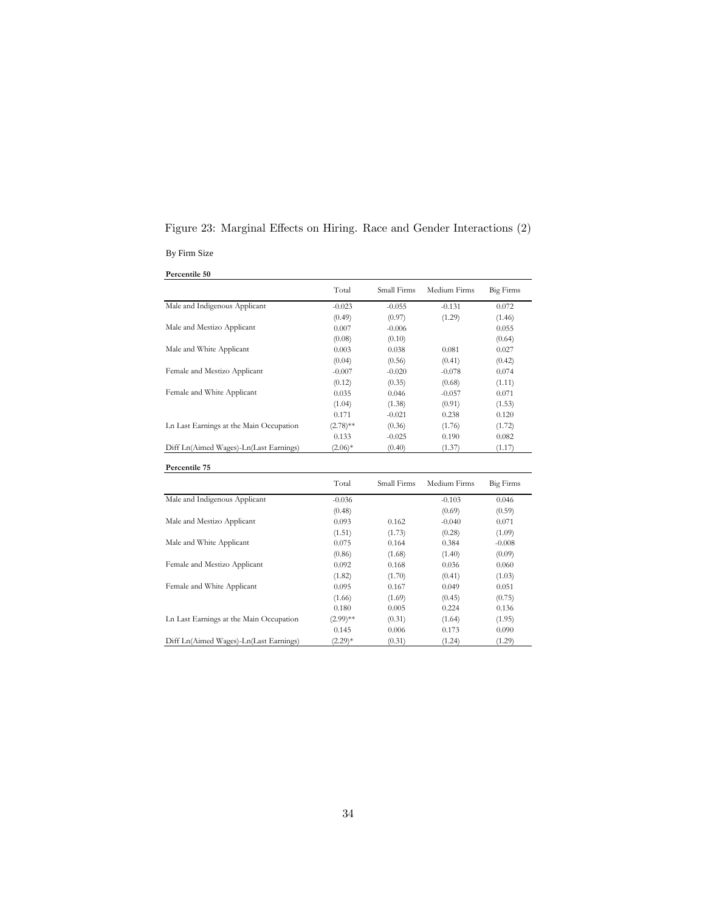Figure 23: Marginal Effects on Hiring. Race and Gender Interactions (2)

By Firm Size

**Percentile 50**

| | Total | Small Firms | Medium Firms | Big Firms |
|---|---|---|---|---|
| Male and Indigenous Applicant | -0.023 | -0.055 | -0.131 | 0.072 |
| | (0.49) | (0.97) | (1.29) | (1.46) |
| Male and Mestizo Applicant | 0.007 | -0.006 | | 0.055 |
| | (0.08) | (0.10) | | (0.64) |
| Male and White Applicant | 0.003 | 0.038 | 0.081 | 0.027 |
| | (0.04) | (0.56) | (0.41) | (0.42) |
| Female and Mestizo Applicant | -0.007 | -0.020 | -0.078 | 0.074 |
| | (0.12) | (0.35) | (0.68) | (1.11) |
| Female and White Applicant | 0.035 | 0.046 | -0.057 | 0.071 |
| | (1.04) | (1.38) | (0.91) | (1.53) |
| | 0.171 | -0.021 | 0.238 | 0.120 |
| Ln Last Earnings at the Main Occupation | (2.78)** | (0.36) | (1.76) | (1.72) |
| | 0.133 | -0.025 | 0.190 | 0.082 |
| Diff Ln(Aimed Wages)-Ln(Last Earnings) | (2.06)* | (0.40) | (1.37) | (1.17) |

**Percentile 75**

| | Total | Small Firms | Medium Firms | Big Firms |
|---|---|---|---|---|
| Male and Indigenous Applicant | -0.036 | | -0.103 | 0.046 |
| | (0.48) | | (0.69) | (0.59) |
| Male and Mestizo Applicant | 0.093 | 0.162 | -0.040 | 0.071 |
| | (1.51) | (1.73) | (0.28) | (1.09) |
| Male and White Applicant | 0.075 | 0.164 | 0.384 | -0.008 |
| | (0.86) | (1.68) | (1.40) | (0.09) |
| Female and Mestizo Applicant | 0.092 | 0.168 | 0.036 | 0.060 |
| | (1.82) | (1.70) | (0.41) | (1.03) |
| Female and White Applicant | 0.095 | 0.167 | 0.049 | 0.051 |
| | (1.66) | (1.69) | (0.45) | (0.75) |
| | 0.180 | 0.005 | 0.224 | 0.136 |
| Ln Last Earnings at the Main Occupation | (2.99)** | (0.31) | (1.64) | (1.95) |
| | 0.145 | 0.006 | 0.173 | 0.090 |
| Diff Ln(Aimed Wages)-Ln(Last Earnings) | (2.29)* | (0.31) | (1.24) | (1.29) |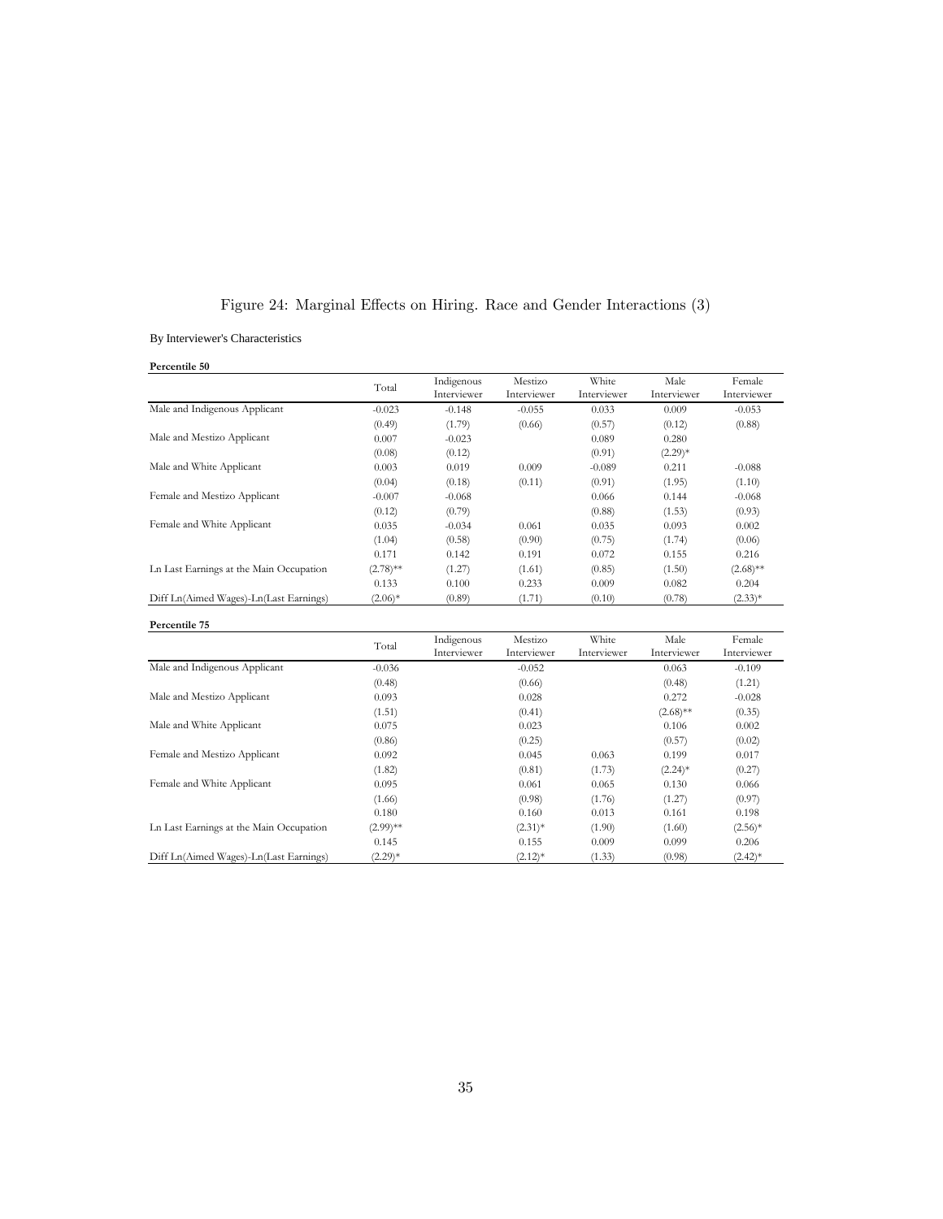Figure 24: Marginal Effects on Hiring. Race and Gender Interactions (3)

By Interviewer's Characteristics

**Percentile 50**

| | Total | Indigenous Interviewer | Mestizo Interviewer | White Interviewer | Male Interviewer | Female Interviewer |
|---|---|---|---|---|---|---|
| Male and Indigenous Applicant | -0.023 | -0.148 | -0.055 | 0.033 | 0.009 | -0.053 |
| | (0.49) | (1.79) | (0.66) | (0.57) | (0.12) | (0.88) |
| Male and Mestizo Applicant | 0.007 | -0.023 | | 0.089 | 0.280 | |
| | (0.08) | (0.12) | | (0.91) | (2.29)* | |
| Male and White Applicant | 0.003 | 0.019 | 0.009 | -0.089 | 0.211 | -0.088 |
| | (0.04) | (0.18) | (0.11) | (0.91) | (1.95) | (1.10) |
| Female and Mestizo Applicant | -0.007 | -0.068 | | 0.066 | 0.144 | -0.068 |
| | (0.12) | (0.79) | | (0.88) | (1.53) | (0.93) |
| Female and White Applicant | 0.035 | -0.034 | 0.061 | 0.035 | 0.093 | 0.002 |
| | (1.04) | (0.58) | (0.90) | (0.75) | (1.74) | (0.06) |
| | 0.171 | 0.142 | 0.191 | 0.072 | 0.155 | 0.216 |
| Ln Last Earnings at the Main Occupation | (2.78)** | (1.27) | (1.61) | (0.85) | (1.50) | (2.68)** |
| | 0.133 | 0.100 | 0.233 | 0.009 | 0.082 | 0.204 |
| Diff Ln(Aimed Wages)-Ln(Last Earnings) | (2.06)* | (0.89) | (1.71) | (0.10) | (0.78) | (2.33)* |

**Percentile 75**

| | Total | Indigenous Interviewer | Mestizo Interviewer | White Interviewer | Male Interviewer | Female Interviewer |
|---|---|---|---|---|---|---|
| Male and Indigenous Applicant | -0.036 | | -0.052 | | 0.063 | -0.109 |
| | (0.48) | | (0.66) | | (0.48) | (1.21) |
| Male and Mestizo Applicant | 0.093 | | 0.028 | | 0.272 | -0.028 |
| | (1.51) | | (0.41) | | (2.68)** | (0.35) |
| Male and White Applicant | 0.075 | | 0.023 | | 0.106 | 0.002 |
| | (0.86) | | (0.25) | | (0.57) | (0.02) |
| Female and Mestizo Applicant | 0.092 | | 0.045 | 0.063 | 0.199 | 0.017 |
| | (1.82) | | (0.81) | (1.73) | (2.24)* | (0.27) |
| Female and White Applicant | 0.095 | | 0.061 | 0.065 | 0.130 | 0.066 |
| | (1.66) | | (0.98) | (1.76) | (1.27) | (0.97) |
| | 0.180 | | 0.160 | 0.013 | 0.161 | 0.198 |
| Ln Last Earnings at the Main Occupation | (2.99)** | | (2.31)* | (1.90) | (1.60) | (2.56)* |
| | 0.145 | | 0.155 | 0.009 | 0.099 | 0.206 |
| Diff Ln(Aimed Wages)-Ln(Last Earnings) | (2.29)* | | (2.12)* | (1.33) | (0.98) | (2.42)* |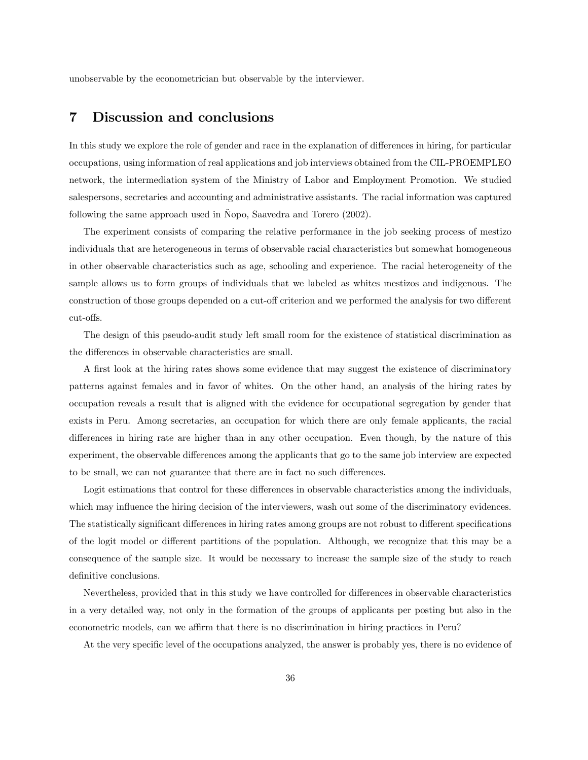unobservable by the econometrician but observable by the interviewer.

## 7 Discussion and conclusions

In this study we explore the role of gender and race in the explanation of differences in hiring, for particular occupations, using information of real applications and job interviews obtained from the CIL-PROEMPLEO network, the intermediation system of the Ministry of Labor and Employment Promotion. We studied salespersons, secretaries and accounting and administrative assistants. The racial information was captured following the same approach used in Ñopo, Saavedra and Torero (2002).

The experiment consists of comparing the relative performance in the job seeking process of mestizo individuals that are heterogeneous in terms of observable racial characteristics but somewhat homogeneous in other observable characteristics such as age, schooling and experience. The racial heterogeneity of the sample allows us to form groups of individuals that we labeled as whites mestizos and indigenous. The construction of those groups depended on a cut-off criterion and we performed the analysis for two different cut-offs.

The design of this pseudo-audit study left small room for the existence of statistical discrimination as the differences in observable characteristics are small.

A first look at the hiring rates shows some evidence that may suggest the existence of discriminatory patterns against females and in favor of whites. On the other hand, an analysis of the hiring rates by occupation reveals a result that is aligned with the evidence for occupational segregation by gender that exists in Peru. Among secretaries, an occupation for which there are only female applicants, the racial differences in hiring rate are higher than in any other occupation. Even though, by the nature of this experiment, the observable differences among the applicants that go to the same job interview are expected to be small, we can not guarantee that there are in fact no such differences.

Logit estimations that control for these differences in observable characteristics among the individuals, which may influence the hiring decision of the interviewers, wash out some of the discriminatory evidences. The statistically significant differences in hiring rates among groups are not robust to different specifications of the logit model or different partitions of the population. Although, we recognize that this may be a consequence of the sample size. It would be necessary to increase the sample size of the study to reach definitive conclusions.

Nevertheless, provided that in this study we have controlled for differences in observable characteristics in a very detailed way, not only in the formation of the groups of applicants per posting but also in the econometric models, can we affirm that there is no discrimination in hiring practices in Peru?

At the very specific level of the occupations analyzed, the answer is probably yes, there is no evidence of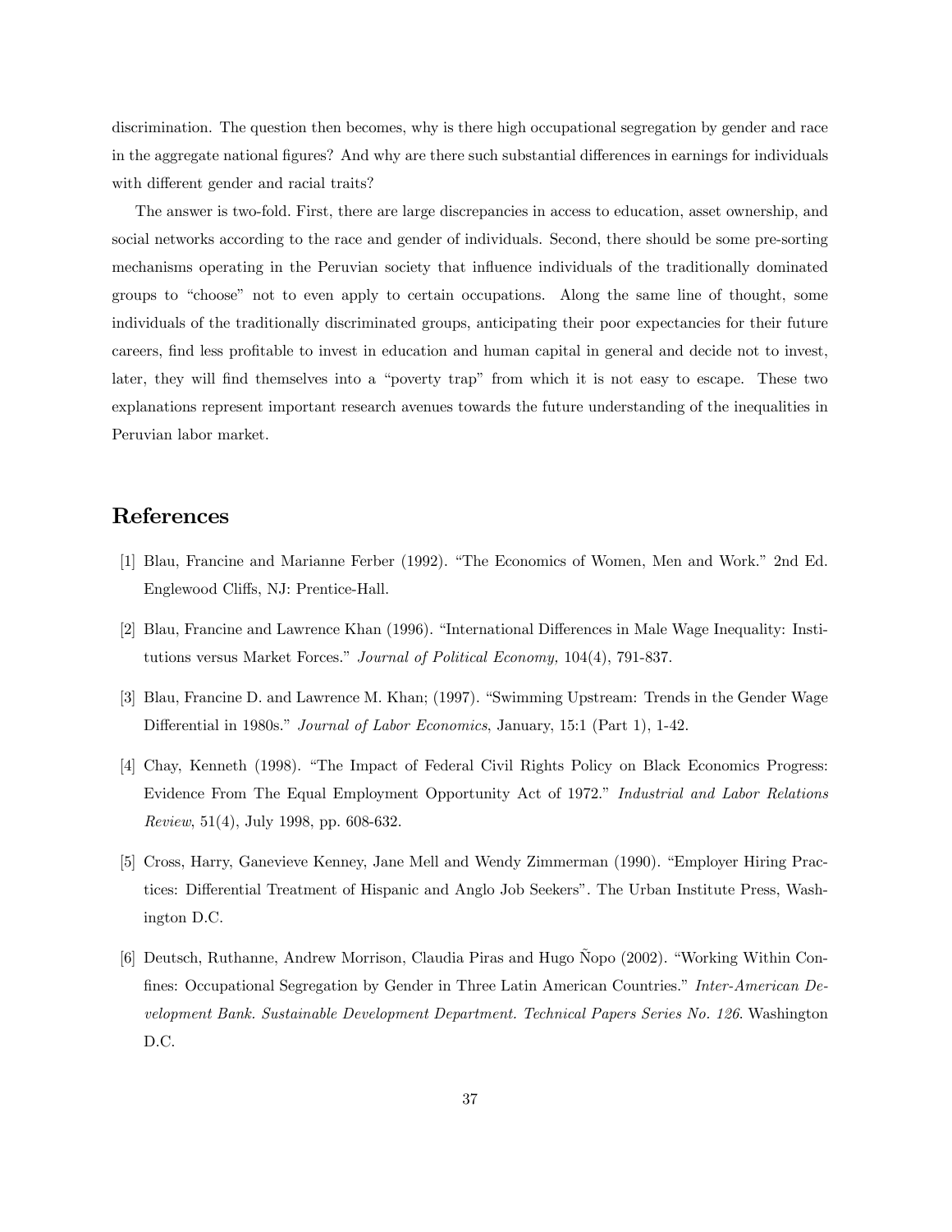discrimination. The question then becomes, why is there high occupational segregation by gender and race in the aggregate national figures? And why are there such substantial differences in earnings for individuals with different gender and racial traits?

The answer is two-fold. First, there are large discrepancies in access to education, asset ownership, and social networks according to the race and gender of individuals. Second, there should be some pre-sorting mechanisms operating in the Peruvian society that influence individuals of the traditionally dominated groups to "choose" not to even apply to certain occupations. Along the same line of thought, some individuals of the traditionally discriminated groups, anticipating their poor expectancies for their future careers, find less profitable to invest in education and human capital in general and decide not to invest, later, they will find themselves into a "poverty trap" from which it is not easy to escape. These two explanations represent important research avenues towards the future understanding of the inequalities in Peruvian labor market.

# References

[1] Blau, Francine and Marianne Ferber (1992). "The Economics of Women, Men and Work." 2nd Ed. Englewood Cliffs, NJ: Prentice-Hall.

[2] Blau, Francine and Lawrence Khan (1996). "International Differences in Male Wage Inequality: Institutions versus Market Forces." *Journal of Political Economy*, 104(4), 791-837.

[3] Blau, Francine D. and Lawrence M. Khan; (1997). "Swimming Upstream: Trends in the Gender Wage Differential in 1980s." *Journal of Labor Economics*, January, 15:1 (Part 1), 1-42.

[4] Chay, Kenneth (1998). "The Impact of Federal Civil Rights Policy on Black Economics Progress: Evidence From The Equal Employment Opportunity Act of 1972." *Industrial and Labor Relations Review*, 51(4), July 1998, pp. 608-632.

[5] Cross, Harry, Ganevieve Kenney, Jane Mell and Wendy Zimmerman (1990). "Employer Hiring Practices: Differential Treatment of Hispanic and Anglo Job Seekers". The Urban Institute Press, Washington D.C.

[6] Deutsch, Ruthanne, Andrew Morrison, Claudia Piras and Hugo Ñopo (2002). "Working Within Confines: Occupational Segregation by Gender in Three Latin American Countries." *Inter-American Development Bank. Sustainable Development Department. Technical Papers Series No. 126*. Washington D.C.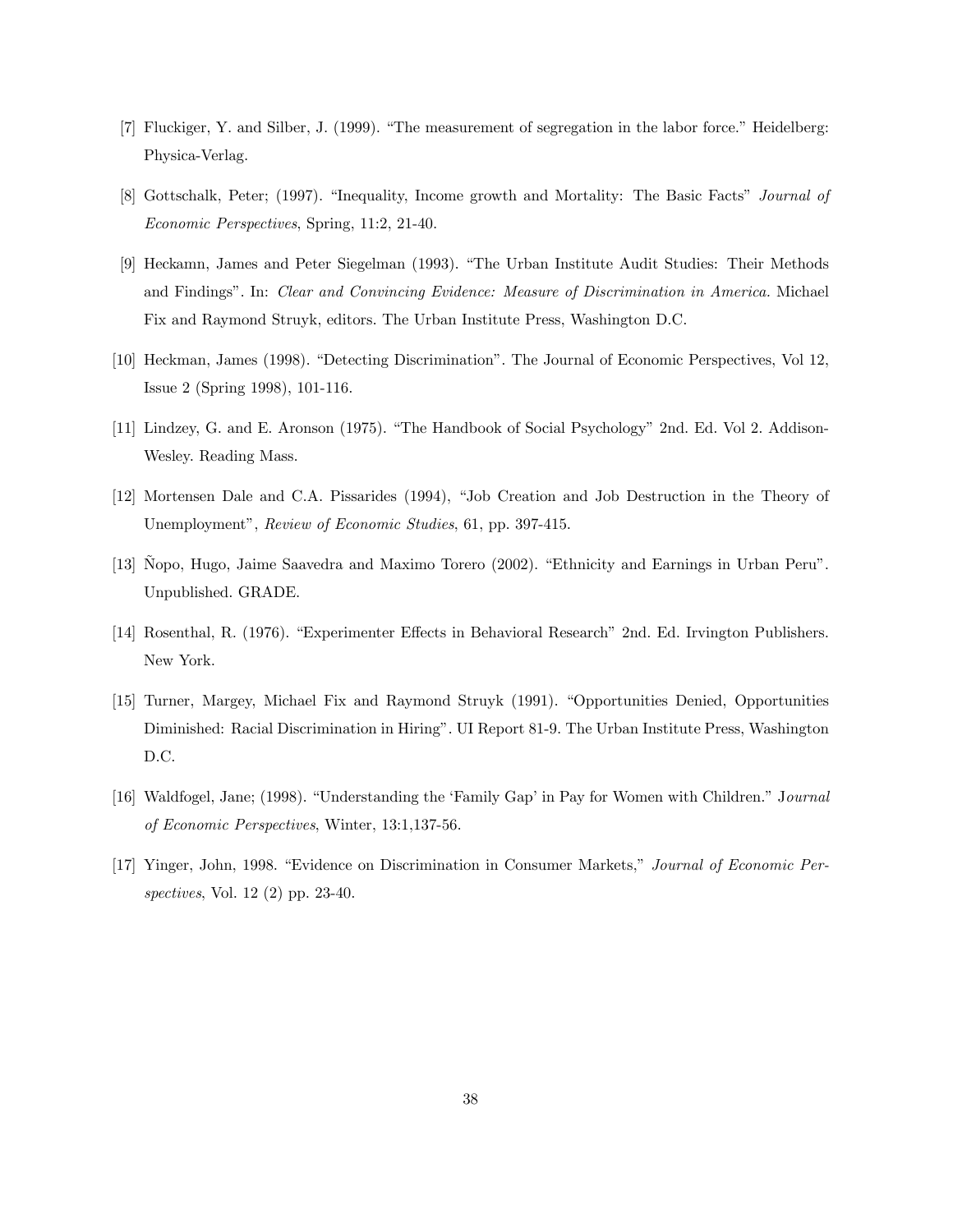[7] Fluckiger, Y. and Silber, J. (1999). "The measurement of segregation in the labor force." Heidelberg: Physica-Verlag.

[8] Gottschalk, Peter; (1997). "Inequality, Income growth and Mortality: The Basic Facts" *Journal of Economic Perspectives*, Spring, 11:2, 21-40.

[9] Heckamn, James and Peter Siegelman (1993). "The Urban Institute Audit Studies: Their Methods and Findings". In: *Clear and Convincing Evidence: Measure of Discrimination in America.* Michael Fix and Raymond Struyk, editors. The Urban Institute Press, Washington D.C.

[10] Heckman, James (1998). "Detecting Discrimination". The Journal of Economic Perspectives, Vol 12, Issue 2 (Spring 1998), 101-116.

[11] Lindzey, G. and E. Aronson (1975). "The Handbook of Social Psychology" 2nd. Ed. Vol 2. Addison-Wesley. Reading Mass.

[12] Mortensen Dale and C.A. Pissarides (1994), "Job Creation and Job Destruction in the Theory of Unemployment", *Review of Economic Studies*, 61, pp. 397-415.

[13] Ñopo, Hugo, Jaime Saavedra and Maximo Torero (2002). "Ethnicity and Earnings in Urban Peru". Unpublished. GRADE.

[14] Rosenthal, R. (1976). "Experimenter Effects in Behavioral Research" 2nd. Ed. Irvington Publishers. New York.

[15] Turner, Margey, Michael Fix and Raymond Struyk (1991). "Opportunities Denied, Opportunities Diminished: Racial Discrimination in Hiring". UI Report 81-9. The Urban Institute Press, Washington D.C.

[16] Waldfogel, Jane; (1998). "Understanding the 'Family Gap' in Pay for Women with Children." J*ournal of Economic Perspectives*, Winter, 13:1,137-56.

[17] Yinger, John, 1998. "Evidence on Discrimination in Consumer Markets," *Journal of Economic Perspectives*, Vol. 12 (2) pp. 23-40.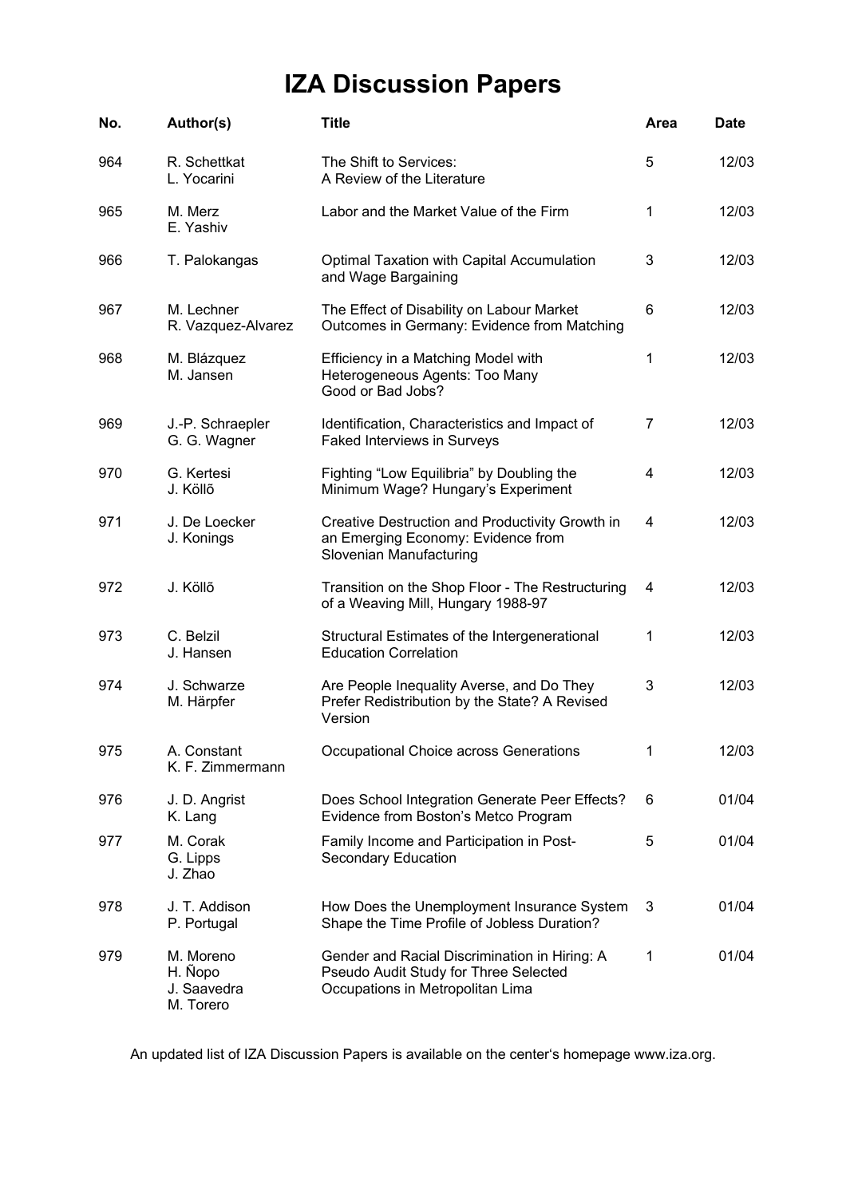# IZA Discussion Papers

| No. | Author(s) | Title | Area | Date |
|---|---|---|---|---|
| 964 | R. Schettkat<br>L. Yocarini | The Shift to Services:<br>A Review of the Literature | 5 | 12/03 |
| 965 | M. Merz<br>E. Yashiv | Labor and the Market Value of the Firm | 1 | 12/03 |
| 966 | T. Palokangas | Optimal Taxation with Capital Accumulation and Wage Bargaining | 3 | 12/03 |
| 967 | M. Lechner<br>R. Vazquez-Alvarez | The Effect of Disability on Labour Market Outcomes in Germany: Evidence from Matching | 6 | 12/03 |
| 968 | M. Blázquez<br>M. Jansen | Efficiency in a Matching Model with Heterogeneous Agents: Too Many Good or Bad Jobs? | 1 | 12/03 |
| 969 | J.-P. Schraepler<br>G. G. Wagner | Identification, Characteristics and Impact of Faked Interviews in Surveys | 7 | 12/03 |
| 970 | G. Kertesi<br>J. Köllő | Fighting "Low Equilibria" by Doubling the Minimum Wage? Hungary's Experiment | 4 | 12/03 |
| 971 | J. De Loecker<br>J. Konings | Creative Destruction and Productivity Growth in an Emerging Economy: Evidence from Slovenian Manufacturing | 4 | 12/03 |
| 972 | J. Köllő | Transition on the Shop Floor - The Restructuring of a Weaving Mill, Hungary 1988-97 | 4 | 12/03 |
| 973 | C. Belzil<br>J. Hansen | Structural Estimates of the Intergenerational Education Correlation | 1 | 12/03 |
| 974 | J. Schwarze<br>M. Härpfer | Are People Inequality Averse, and Do They Prefer Redistribution by the State? A Revised Version | 3 | 12/03 |
| 975 | A. Constant<br>K. F. Zimmermann | Occupational Choice across Generations | 1 | 12/03 |
| 976 | J. D. Angrist<br>K. Lang | Does School Integration Generate Peer Effects? Evidence from Boston's Metco Program | 6 | 01/04 |
| 977 | M. Corak<br>G. Lipps<br>J. Zhao | Family Income and Participation in Post-Secondary Education | 5 | 01/04 |
| 978 | J. T. Addison<br>P. Portugal | How Does the Unemployment Insurance System Shape the Time Profile of Jobless Duration? | 3 | 01/04 |
| 979 | M. Moreno<br>H. Ñopo<br>J. Saavedra<br>M. Torero | Gender and Racial Discrimination in Hiring: A Pseudo Audit Study for Three Selected Occupations in Metropolitan Lima | 1 | 01/04 |

An updated list of IZA Discussion Papers is available on the center's homepage www.iza.org.